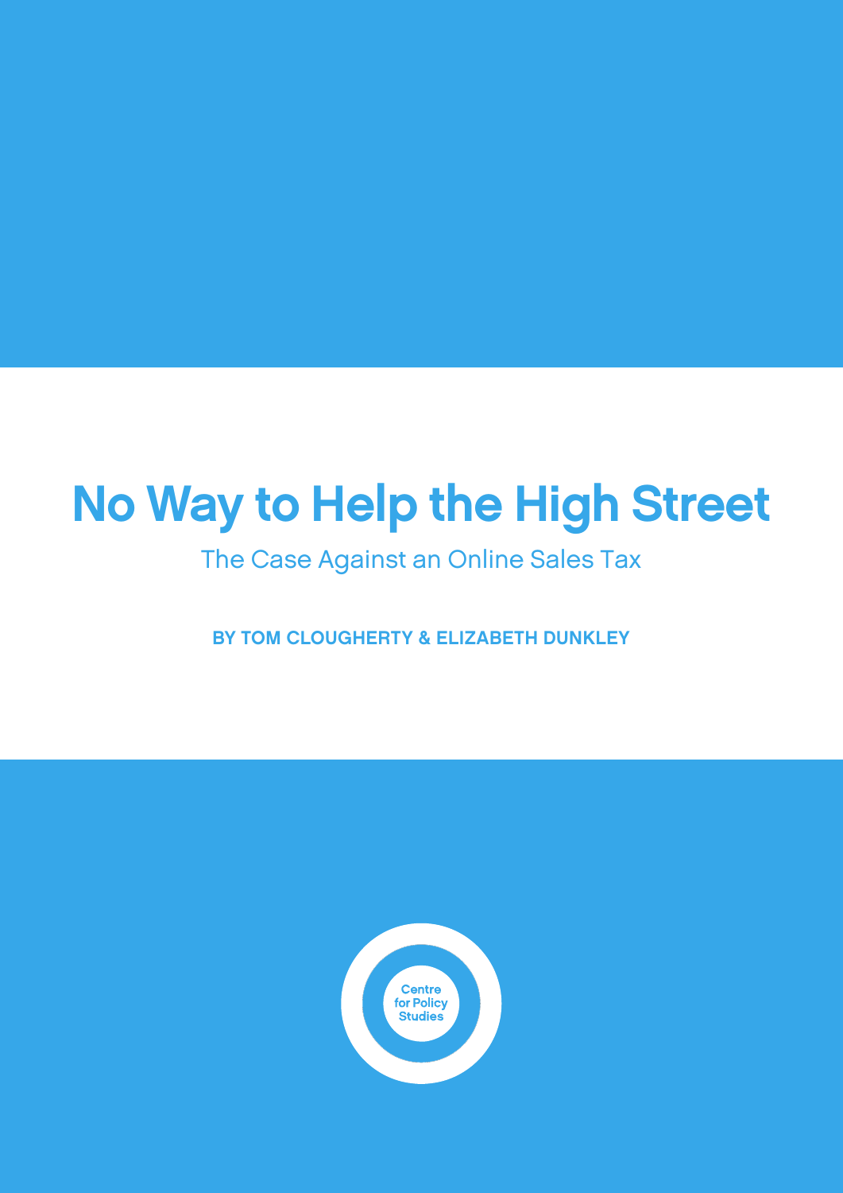# No Way to Help the High Street

## The Case Against an Online Sales Tax

**BY TOM CLOUGHERTY & ELIZABETH DUNKLEY**

Centre for Policy Studies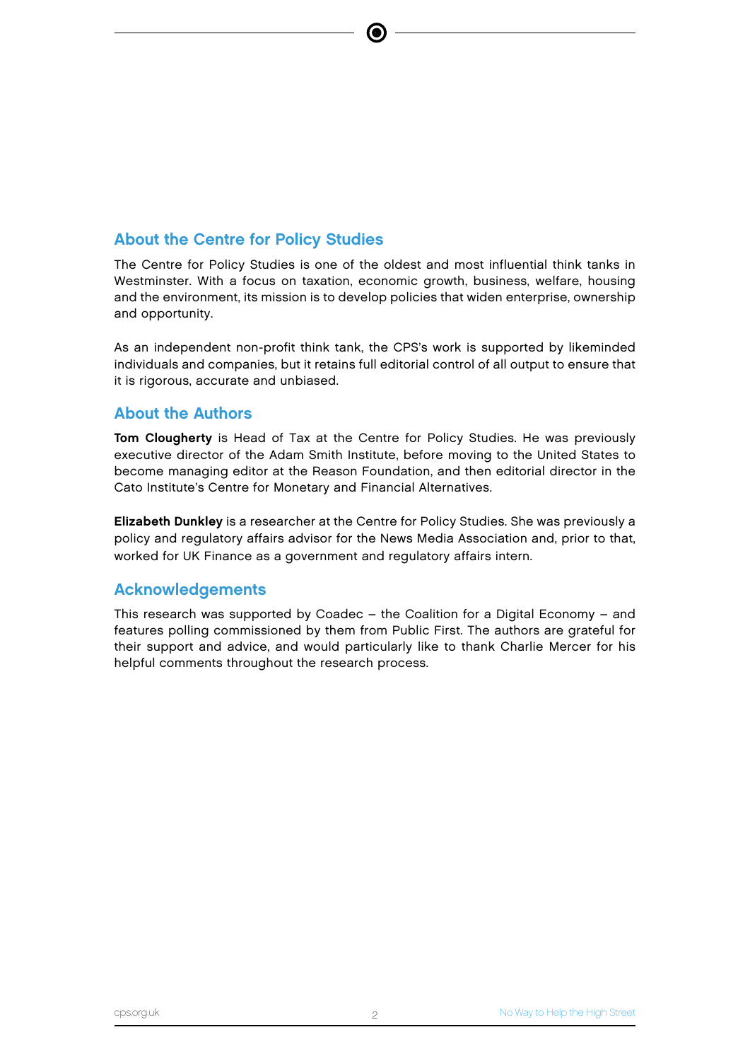## About the Centre for Policy Studies

The Centre for Policy Studies is one of the oldest and most influential think tanks in Westminster. With a focus on taxation, economic growth, business, welfare, housing and the environment, its mission is to develop policies that widen enterprise, ownership and opportunity.

As an independent non-profit think tank, the CPS's work is supported by likeminded individuals and companies, but it retains full editorial control of all output to ensure that it is rigorous, accurate and unbiased.

## About the Authors

**Tom Clougherty** is Head of Tax at the Centre for Policy Studies. He was previously executive director of the Adam Smith Institute, before moving to the United States to become managing editor at the Reason Foundation, and then editorial director in the Cato Institute's Centre for Monetary and Financial Alternatives.

**Elizabeth Dunkley** is a researcher at the Centre for Policy Studies. She was previously a policy and regulatory affairs advisor for the News Media Association and, prior to that, worked for UK Finance as a government and regulatory affairs intern.

## Acknowledgements

This research was supported by Coadec – the Coalition for a Digital Economy – and features polling commissioned by them from Public First. The authors are grateful for their support and advice, and would particularly like to thank Charlie Mercer for his helpful comments throughout the research process.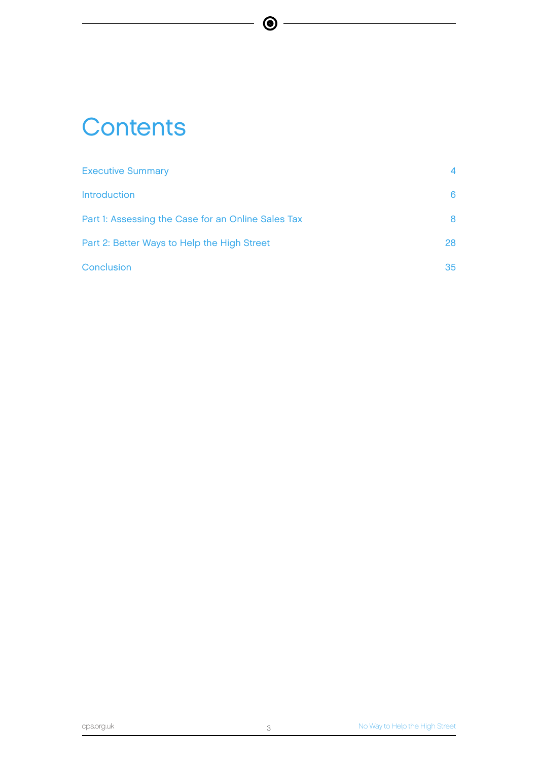# Contents

| | |
|---|---|
| Executive Summary | 4 |
| Introduction | 6 |
| Part 1: Assessing the Case for an Online Sales Tax | 8 |
| Part 2: Better Ways to Help the High Street | 28 |
| Conclusion | 35 |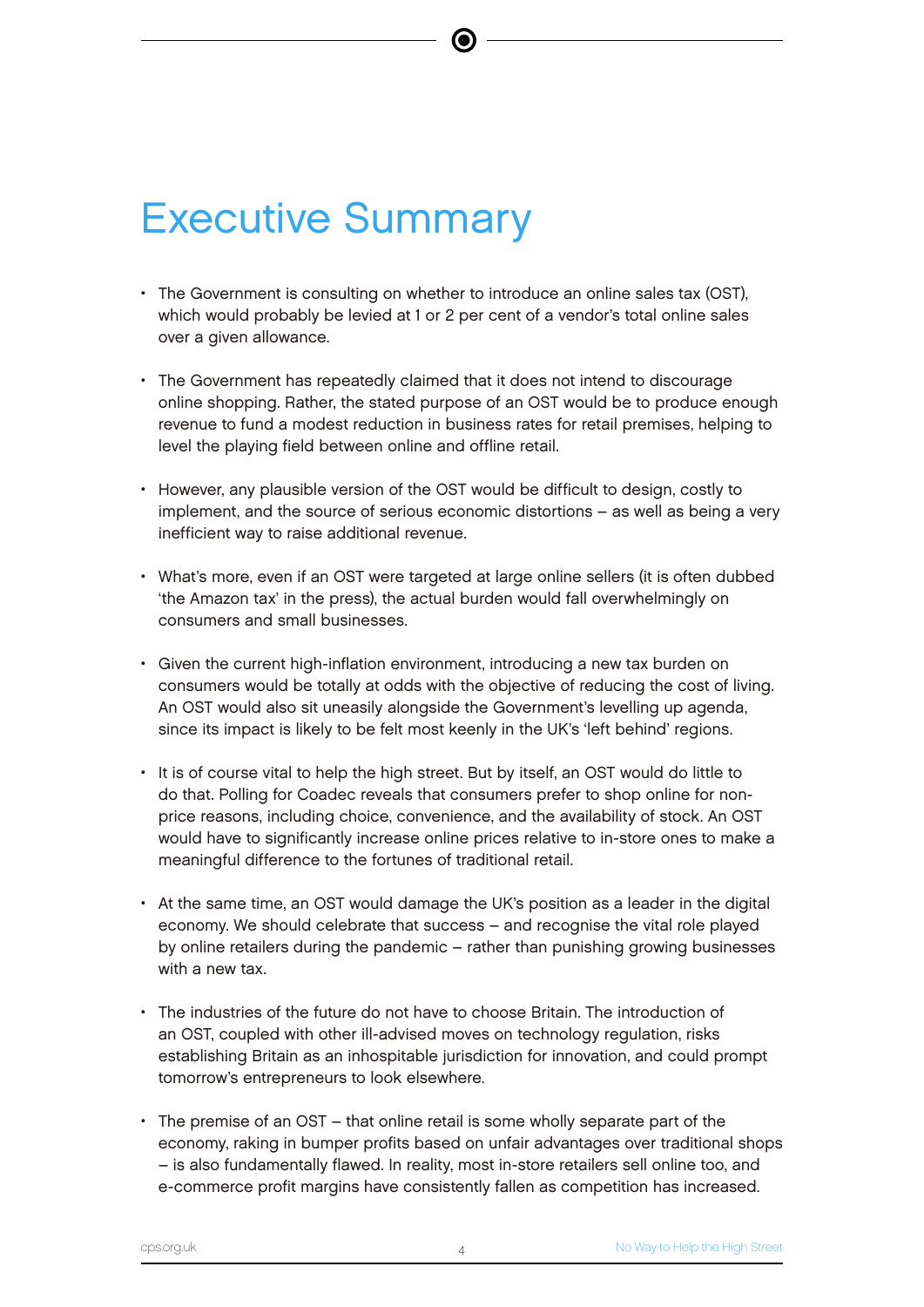# Executive Summary

- The Government is consulting on whether to introduce an online sales tax (OST), which would probably be levied at 1 or 2 per cent of a vendor's total online sales over a given allowance.

- The Government has repeatedly claimed that it does not intend to discourage online shopping. Rather, the stated purpose of an OST would be to produce enough revenue to fund a modest reduction in business rates for retail premises, helping to level the playing field between online and offline retail.

- However, any plausible version of the OST would be difficult to design, costly to implement, and the source of serious economic distortions – as well as being a very inefficient way to raise additional revenue.

- What's more, even if an OST were targeted at large online sellers (it is often dubbed 'the Amazon tax' in the press), the actual burden would fall overwhelmingly on consumers and small businesses.

- Given the current high-inflation environment, introducing a new tax burden on consumers would be totally at odds with the objective of reducing the cost of living. An OST would also sit uneasily alongside the Government's levelling up agenda, since its impact is likely to be felt most keenly in the UK's 'left behind' regions.

- It is of course vital to help the high street. But by itself, an OST would do little to do that. Polling for Coadec reveals that consumers prefer to shop online for non-price reasons, including choice, convenience, and the availability of stock. An OST would have to significantly increase online prices relative to in-store ones to make a meaningful difference to the fortunes of traditional retail.

- At the same time, an OST would damage the UK's position as a leader in the digital economy. We should celebrate that success – and recognise the vital role played by online retailers during the pandemic – rather than punishing growing businesses with a new tax.

- The industries of the future do not have to choose Britain. The introduction of an OST, coupled with other ill-advised moves on technology regulation, risks establishing Britain as an inhospitable jurisdiction for innovation, and could prompt tomorrow's entrepreneurs to look elsewhere.

- The premise of an OST – that online retail is some wholly separate part of the economy, raking in bumper profits based on unfair advantages over traditional shops – is also fundamentally flawed. In reality, most in-store retailers sell online too, and e-commerce profit margins have consistently fallen as competition has increased.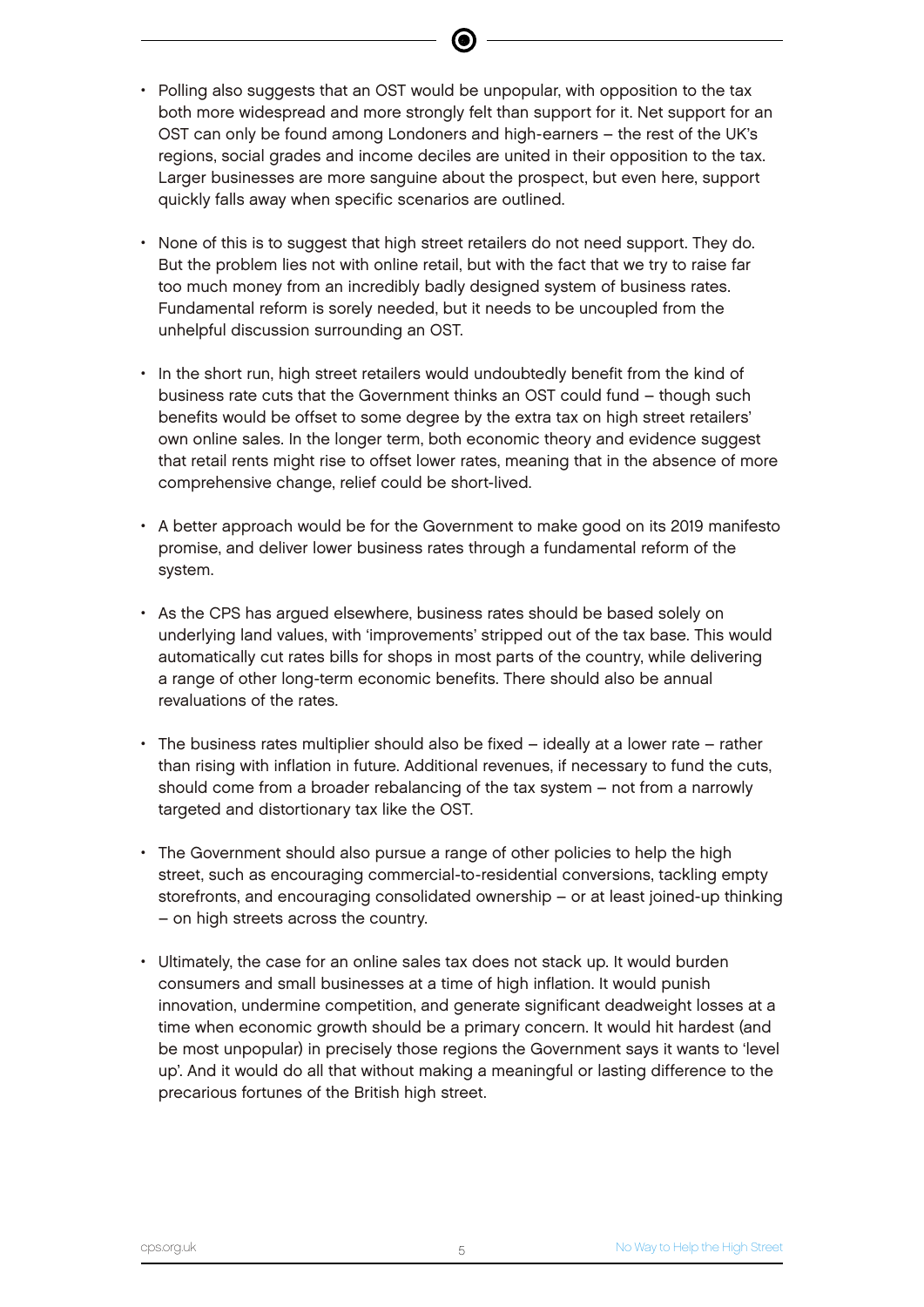- Polling also suggests that an OST would be unpopular, with opposition to the tax both more widespread and more strongly felt than support for it. Net support for an OST can only be found among Londoners and high-earners – the rest of the UK's regions, social grades and income deciles are united in their opposition to the tax. Larger businesses are more sanguine about the prospect, but even here, support quickly falls away when specific scenarios are outlined.

- None of this is to suggest that high street retailers do not need support. They do. But the problem lies not with online retail, but with the fact that we try to raise far too much money from an incredibly badly designed system of business rates. Fundamental reform is sorely needed, but it needs to be uncoupled from the unhelpful discussion surrounding an OST.

- In the short run, high street retailers would undoubtedly benefit from the kind of business rate cuts that the Government thinks an OST could fund – though such benefits would be offset to some degree by the extra tax on high street retailers' own online sales. In the longer term, both economic theory and evidence suggest that retail rents might rise to offset lower rates, meaning that in the absence of more comprehensive change, relief could be short-lived.

- A better approach would be for the Government to make good on its 2019 manifesto promise, and deliver lower business rates through a fundamental reform of the system.

- As the CPS has argued elsewhere, business rates should be based solely on underlying land values, with 'improvements' stripped out of the tax base. This would automatically cut rates bills for shops in most parts of the country, while delivering a range of other long-term economic benefits. There should also be annual revaluations of the rates.

- The business rates multiplier should also be fixed – ideally at a lower rate – rather than rising with inflation in future. Additional revenues, if necessary to fund the cuts, should come from a broader rebalancing of the tax system – not from a narrowly targeted and distortionary tax like the OST.

- The Government should also pursue a range of other policies to help the high street, such as encouraging commercial-to-residential conversions, tackling empty storefronts, and encouraging consolidated ownership – or at least joined-up thinking – on high streets across the country.

- Ultimately, the case for an online sales tax does not stack up. It would burden consumers and small businesses at a time of high inflation. It would punish innovation, undermine competition, and generate significant deadweight losses at a time when economic growth should be a primary concern. It would hit hardest (and be most unpopular) in precisely those regions the Government says it wants to 'level up'. And it would do all that without making a meaningful or lasting difference to the precarious fortunes of the British high street.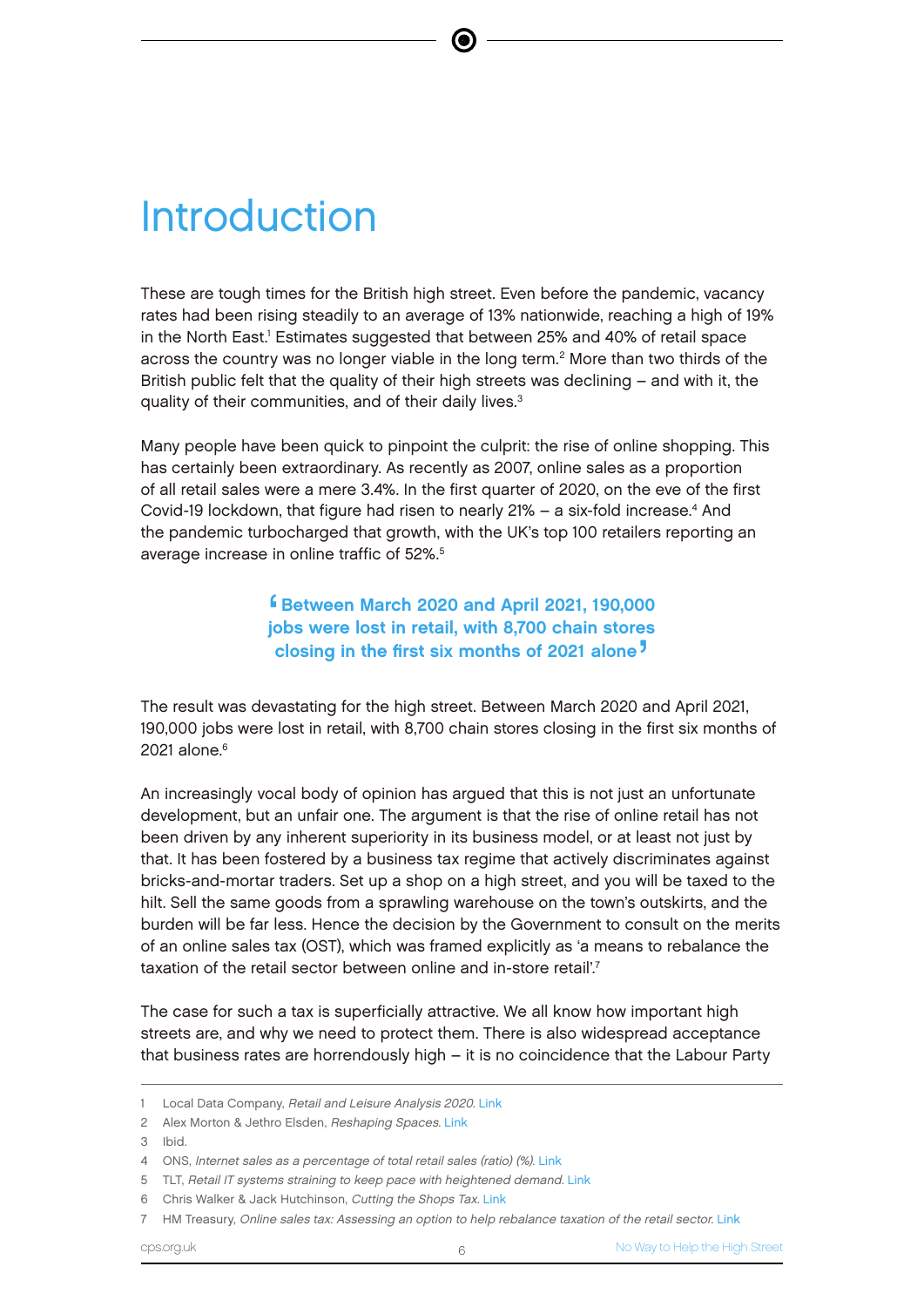# Introduction

These are tough times for the British high street. Even before the pandemic, vacancy rates had been rising steadily to an average of 13% nationwide, reaching a high of 19% in the North East.[1] Estimates suggested that between 25% and 40% of retail space across the country was no longer viable in the long term.[2] More than two thirds of the British public felt that the quality of their high streets was declining – and with it, the quality of their communities, and of their daily lives.[3]

Many people have been quick to pinpoint the culprit: the rise of online shopping. This has certainly been extraordinary. As recently as 2007, online sales as a proportion of all retail sales were a mere 3.4%. In the first quarter of 2020, on the eve of the first Covid-19 lockdown, that figure had risen to nearly 21% – a six-fold increase.[4] And the pandemic turbocharged that growth, with the UK's top 100 retailers reporting an average increase in online traffic of 52%.[5]

> **'Between March 2020 and April 2021, 190,000 jobs were lost in retail, with 8,700 chain stores closing in the first six months of 2021 alone'**

The result was devastating for the high street. Between March 2020 and April 2021, 190,000 jobs were lost in retail, with 8,700 chain stores closing in the first six months of 2021 alone.[6]

An increasingly vocal body of opinion has argued that this is not just an unfortunate development, but an unfair one. The argument is that the rise of online retail has not been driven by any inherent superiority in its business model, or at least not just by that. It has been fostered by a business tax regime that actively discriminates against bricks-and-mortar traders. Set up a shop on a high street, and you will be taxed to the hilt. Sell the same goods from a sprawling warehouse on the town's outskirts, and the burden will be far less. Hence the decision by the Government to consult on the merits of an online sales tax (OST), which was framed explicitly as 'a means to rebalance the taxation of the retail sector between online and in-store retail'.[7]

The case for such a tax is superficially attractive. We all know how important high streets are, and why we need to protect them. There is also widespread acceptance that business rates are horrendously high – it is no coincidence that the Labour Party

---

1 Local Data Company, *Retail and Leisure Analysis 2020*. Link

2 Alex Morton & Jethro Elsden, *Reshaping Spaces*. Link

3 Ibid.

4 ONS, *Internet sales as a percentage of total retail sales (ratio) (%)*. Link

5 TLT, *Retail IT systems straining to keep pace with heightened demand*. Link

6 Chris Walker & Jack Hutchinson, *Cutting the Shops Tax*. Link

7 HM Treasury, *Online sales tax: Assessing an option to help rebalance taxation of the retail sector*. Link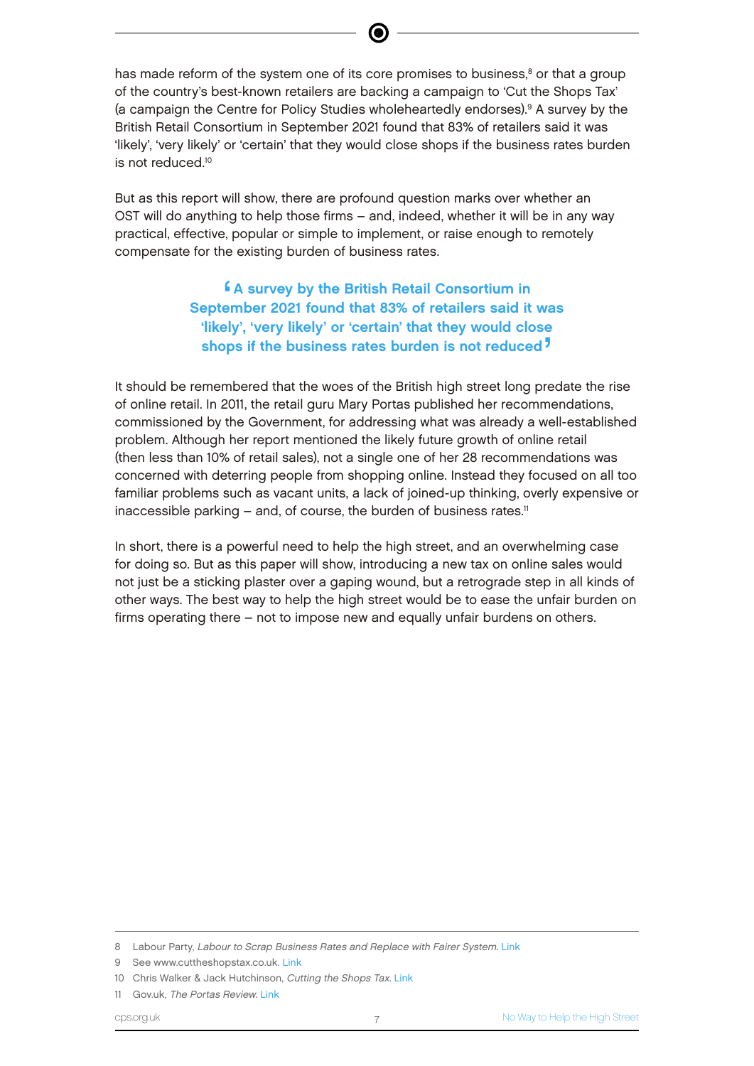has made reform of the system one of its core promises to business,[8] or that a group of the country's best-known retailers are backing a campaign to 'Cut the Shops Tax' (a campaign the Centre for Policy Studies wholeheartedly endorses).[9] A survey by the British Retail Consortium in September 2021 found that 83% of retailers said it was 'likely', 'very likely' or 'certain' that they would close shops if the business rates burden is not reduced.[10]

But as this report will show, there are profound question marks over whether an OST will do anything to help those firms – and, indeed, whether it will be in any way practical, effective, popular or simple to implement, or raise enough to remotely compensate for the existing burden of business rates.

> **A survey by the British Retail Consortium in September 2021 found that 83% of retailers said it was 'likely', 'very likely' or 'certain' that they would close shops if the business rates burden is not reduced**

It should be remembered that the woes of the British high street long predate the rise of online retail. In 2011, the retail guru Mary Portas published her recommendations, commissioned by the Government, for addressing what was already a well-established problem. Although her report mentioned the likely future growth of online retail (then less than 10% of retail sales), not a single one of her 28 recommendations was concerned with deterring people from shopping online. Instead they focused on all too familiar problems such as vacant units, a lack of joined-up thinking, overly expensive or inaccessible parking – and, of course, the burden of business rates.[11]

In short, there is a powerful need to help the high street, and an overwhelming case for doing so. But as this paper will show, introducing a new tax on online sales would not just be a sticking plaster over a gaping wound, but a retrograde step in all kinds of other ways. The best way to help the high street would be to ease the unfair burden on firms operating there – not to impose new and equally unfair burdens on others.

---

8 Labour Party, *Labour to Scrap Business Rates and Replace with Fairer System*. Link

9 See www.cuttheshopstax.co.uk. Link

10 Chris Walker & Jack Hutchinson, *Cutting the Shops Tax*. Link

11 Gov.uk, *The Portas Review*. Link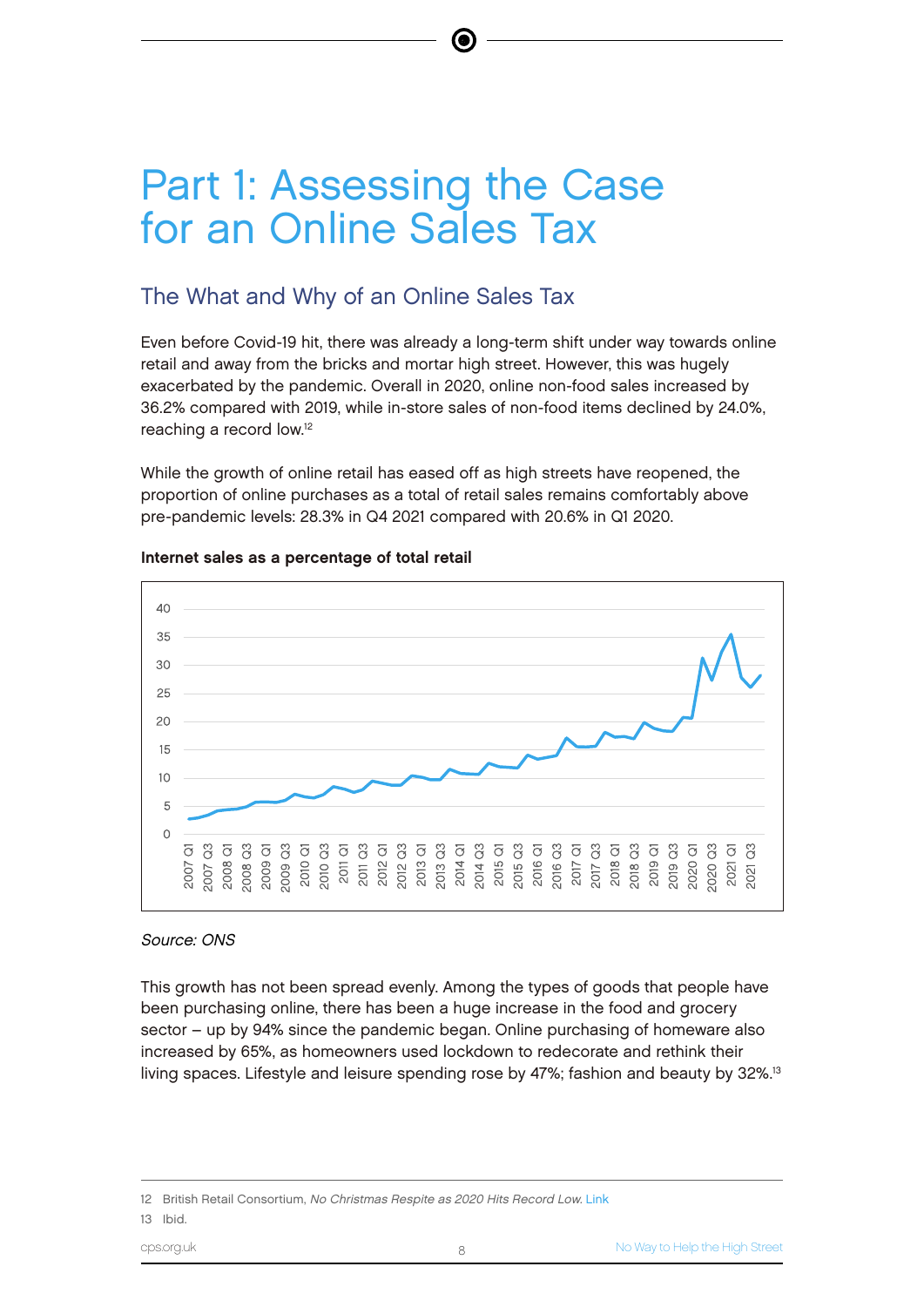# Part 1: Assessing the Case for an Online Sales Tax

## The What and Why of an Online Sales Tax

Even before Covid-19 hit, there was already a long-term shift under way towards online retail and away from the bricks and mortar high street. However, this was hugely exacerbated by the pandemic. Overall in 2020, online non-food sales increased by 36.2% compared with 2019, while in-store sales of non-food items declined by 24.0%, reaching a record low.[12]

While the growth of online retail has eased off as high streets have reopened, the proportion of online purchases as a total of retail sales remains comfortably above pre-pandemic levels: 28.3% in Q4 2021 compared with 20.6% in Q1 2020.

**Internet sales as a percentage of total retail**

*Source: ONS*

This growth has not been spread evenly. Among the types of goods that people have been purchasing online, there has been a huge increase in the food and grocery sector – up by 94% since the pandemic began. Online purchasing of homeware also increased by 65%, as homeowners used lockdown to redecorate and rethink their living spaces. Lifestyle and leisure spending rose by 47%; fashion and beauty by 32%.[13]

---

12 British Retail Consortium, *No Christmas Respite as 2020 Hits Record Low.* Link

13 Ibid.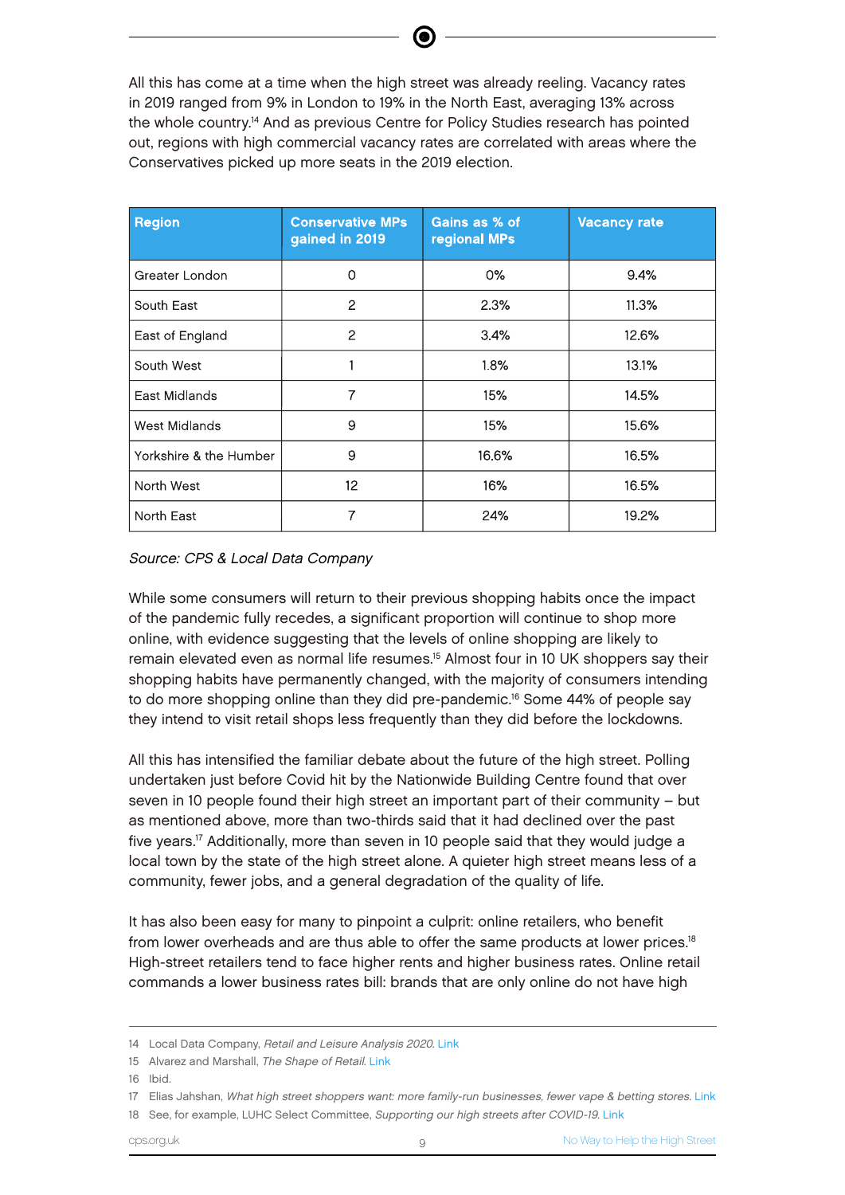All this has come at a time when the high street was already reeling. Vacancy rates in 2019 ranged from 9% in London to 19% in the North East, averaging 13% across the whole country.[14] And as previous Centre for Policy Studies research has pointed out, regions with high commercial vacancy rates are correlated with areas where the Conservatives picked up more seats in the 2019 election.

| Region | Conservative MPs gained in 2019 | Gains as % of regional MPs | Vacancy rate |
|---|---|---|---|
| Greater London | 0 | 0% | 9.4% |
| South East | 2 | 2.3% | 11.3% |
| East of England | 2 | 3.4% | 12.6% |
| South West | 1 | 1.8% | 13.1% |
| East Midlands | 7 | 15% | 14.5% |
| West Midlands | 9 | 15% | 15.6% |
| Yorkshire & the Humber | 9 | 16.6% | 16.5% |
| North West | 12 | 16% | 16.5% |
| North East | 7 | 24% | 19.2% |

*Source: CPS & Local Data Company*

While some consumers will return to their previous shopping habits once the impact of the pandemic fully recedes, a significant proportion will continue to shop more online, with evidence suggesting that the levels of online shopping are likely to remain elevated even as normal life resumes.[15] Almost four in 10 UK shoppers say their shopping habits have permanently changed, with the majority of consumers intending to do more shopping online than they did pre-pandemic.[16] Some 44% of people say they intend to visit retail shops less frequently than they did before the lockdowns.

All this has intensified the familiar debate about the future of the high street. Polling undertaken just before Covid hit by the Nationwide Building Centre found that over seven in 10 people found their high street an important part of their community – but as mentioned above, more than two-thirds said that it had declined over the past five years.[17] Additionally, more than seven in 10 people said that they would judge a local town by the state of the high street alone. A quieter high street means less of a community, fewer jobs, and a general degradation of the quality of life.

It has also been easy for many to pinpoint a culprit: online retailers, who benefit from lower overheads and are thus able to offer the same products at lower prices.[18] High-street retailers tend to face higher rents and higher business rates. Online retail commands a lower business rates bill: brands that are only online do not have high

---

14 Local Data Company, *Retail and Leisure Analysis 2020.* Link

15 Alvarez and Marshall, *The Shape of Retail.* Link

16 Ibid.

17 Elias Jahshan, *What high street shoppers want: more family-run businesses, fewer vape & betting stores.* Link

18 See, for example, LUHC Select Committee, *Supporting our high streets after COVID-19.* Link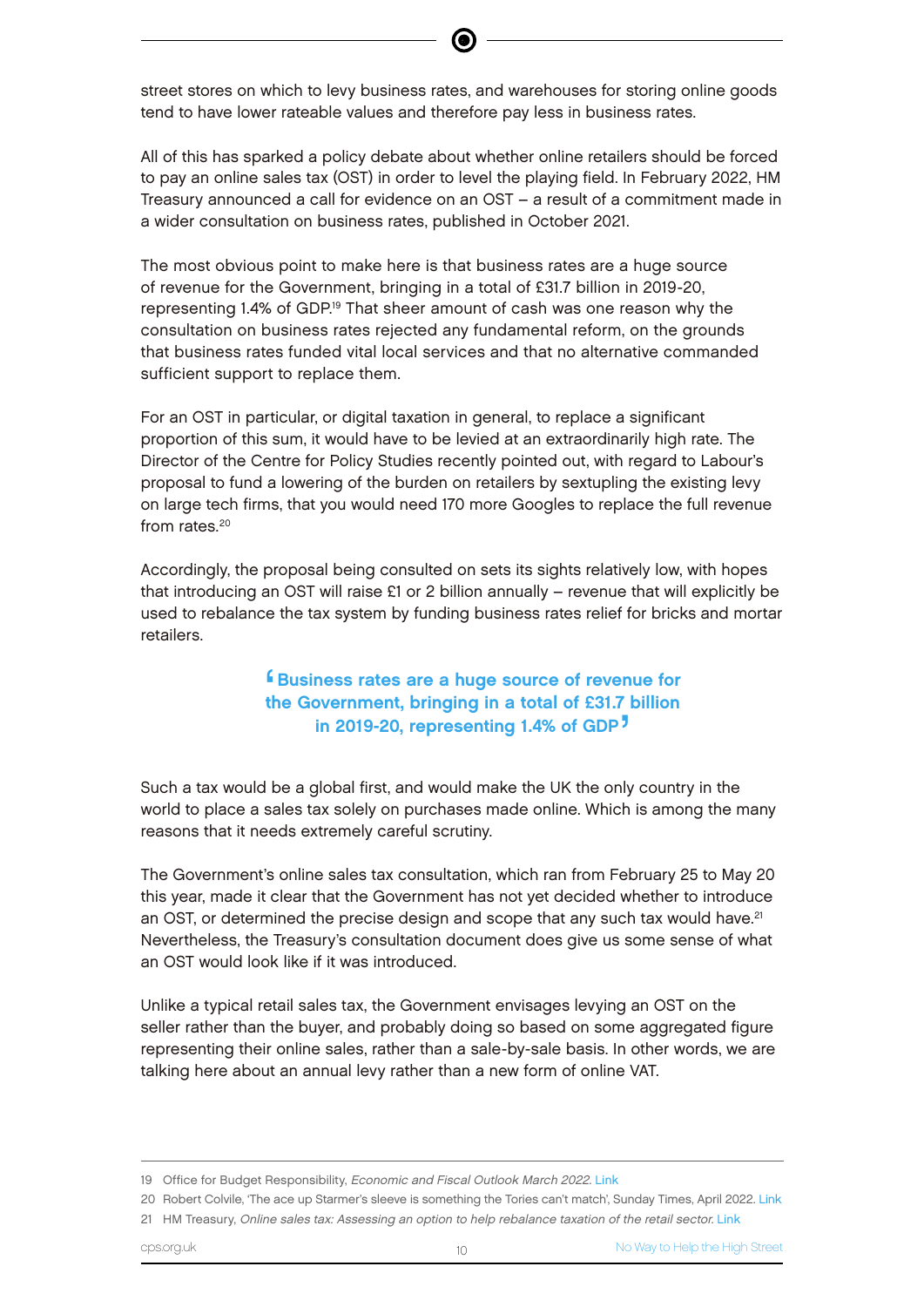street stores on which to levy business rates, and warehouses for storing online goods tend to have lower rateable values and therefore pay less in business rates.

All of this has sparked a policy debate about whether online retailers should be forced to pay an online sales tax (OST) in order to level the playing field. In February 2022, HM Treasury announced a call for evidence on an OST – a result of a commitment made in a wider consultation on business rates, published in October 2021.

The most obvious point to make here is that business rates are a huge source of revenue for the Government, bringing in a total of £31.7 billion in 2019-20, representing 1.4% of GDP.[19] That sheer amount of cash was one reason why the consultation on business rates rejected any fundamental reform, on the grounds that business rates funded vital local services and that no alternative commanded sufficient support to replace them.

For an OST in particular, or digital taxation in general, to replace a significant proportion of this sum, it would have to be levied at an extraordinarily high rate. The Director of the Centre for Policy Studies recently pointed out, with regard to Labour's proposal to fund a lowering of the burden on retailers by sextupling the existing levy on large tech firms, that you would need 170 more Googles to replace the full revenue from rates.[20]

Accordingly, the proposal being consulted on sets its sights relatively low, with hopes that introducing an OST will raise £1 or 2 billion annually – revenue that will explicitly be used to rebalance the tax system by funding business rates relief for bricks and mortar retailers.

> **'Business rates are a huge source of revenue for the Government, bringing in a total of £31.7 billion in 2019-20, representing 1.4% of GDP'**

Such a tax would be a global first, and would make the UK the only country in the world to place a sales tax solely on purchases made online. Which is among the many reasons that it needs extremely careful scrutiny.

The Government's online sales tax consultation, which ran from February 25 to May 20 this year, made it clear that the Government has not yet decided whether to introduce an OST, or determined the precise design and scope that any such tax would have.[21] Nevertheless, the Treasury's consultation document does give us some sense of what an OST would look like if it was introduced.

Unlike a typical retail sales tax, the Government envisages levying an OST on the seller rather than the buyer, and probably doing so based on some aggregated figure representing their online sales, rather than a sale-by-sale basis. In other words, we are talking here about an annual levy rather than a new form of online VAT.

---

19 Office for Budget Responsibility, *Economic and Fiscal Outlook March 2022*. Link

20 Robert Colvile, 'The ace up Starmer's sleeve is something the Tories can't match', Sunday Times, April 2022. Link

21 HM Treasury, *Online sales tax: Assessing an option to help rebalance taxation of the retail sector*. Link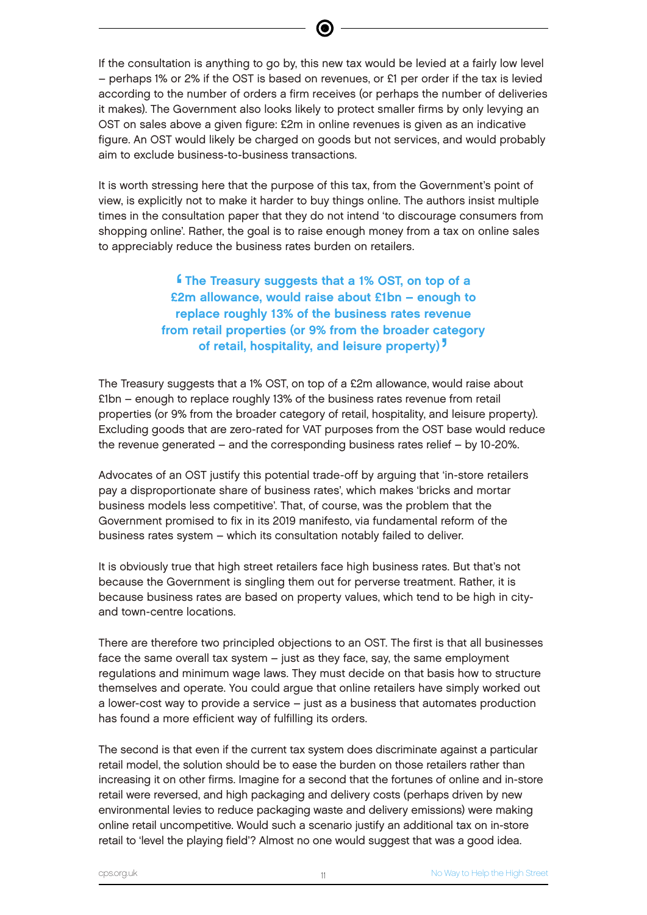If the consultation is anything to go by, this new tax would be levied at a fairly low level – perhaps 1% or 2% if the OST is based on revenues, or £1 per order if the tax is levied according to the number of orders a firm receives (or perhaps the number of deliveries it makes). The Government also looks likely to protect smaller firms by only levying an OST on sales above a given figure: £2m in online revenues is given as an indicative figure. An OST would likely be charged on goods but not services, and would probably aim to exclude business-to-business transactions.

It is worth stressing here that the purpose of this tax, from the Government's point of view, is explicitly not to make it harder to buy things online. The authors insist multiple times in the consultation paper that they do not intend 'to discourage consumers from shopping online'. Rather, the goal is to raise enough money from a tax on online sales to appreciably reduce the business rates burden on retailers.

> **The Treasury suggests that a 1% OST, on top of a £2m allowance, would raise about £1bn – enough to replace roughly 13% of the business rates revenue from retail properties (or 9% from the broader category of retail, hospitality, and leisure property)**

The Treasury suggests that a 1% OST, on top of a £2m allowance, would raise about £1bn – enough to replace roughly 13% of the business rates revenue from retail properties (or 9% from the broader category of retail, hospitality, and leisure property). Excluding goods that are zero-rated for VAT purposes from the OST base would reduce the revenue generated – and the corresponding business rates relief – by 10-20%.

Advocates of an OST justify this potential trade-off by arguing that 'in-store retailers pay a disproportionate share of business rates', which makes 'bricks and mortar business models less competitive'. That, of course, was the problem that the Government promised to fix in its 2019 manifesto, via fundamental reform of the business rates system – which its consultation notably failed to deliver.

It is obviously true that high street retailers face high business rates. But that's not because the Government is singling them out for perverse treatment. Rather, it is because business rates are based on property values, which tend to be high in city- and town-centre locations.

There are therefore two principled objections to an OST. The first is that all businesses face the same overall tax system – just as they face, say, the same employment regulations and minimum wage laws. They must decide on that basis how to structure themselves and operate. You could argue that online retailers have simply worked out a lower-cost way to provide a service – just as a business that automates production has found a more efficient way of fulfilling its orders.

The second is that even if the current tax system does discriminate against a particular retail model, the solution should be to ease the burden on those retailers rather than increasing it on other firms. Imagine for a second that the fortunes of online and in-store retail were reversed, and high packaging and delivery costs (perhaps driven by new environmental levies to reduce packaging waste and delivery emissions) were making online retail uncompetitive. Would such a scenario justify an additional tax on in-store retail to 'level the playing field'? Almost no one would suggest that was a good idea.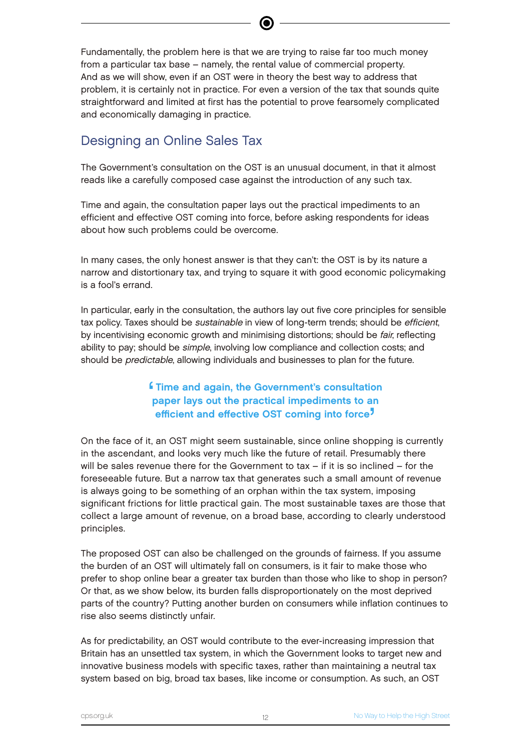Fundamentally, the problem here is that we are trying to raise far too much money from a particular tax base – namely, the rental value of commercial property. And as we will show, even if an OST were in theory the best way to address that problem, it is certainly not in practice. For even a version of the tax that sounds quite straightforward and limited at first has the potential to prove fearsomely complicated and economically damaging in practice.

## Designing an Online Sales Tax

The Government's consultation on the OST is an unusual document, in that it almost reads like a carefully composed case against the introduction of any such tax.

Time and again, the consultation paper lays out the practical impediments to an efficient and effective OST coming into force, before asking respondents for ideas about how such problems could be overcome.

In many cases, the only honest answer is that they can't: the OST is by its nature a narrow and distortionary tax, and trying to square it with good economic policymaking is a fool's errand.

In particular, early in the consultation, the authors lay out five core principles for sensible tax policy. Taxes should be *sustainable* in view of long-term trends; should be *efficient*, by incentivising economic growth and minimising distortions; should be *fair*, reflecting ability to pay; should be *simple*, involving low compliance and collection costs; and should be *predictable*, allowing individuals and businesses to plan for the future.

> **'Time and again, the Government's consultation paper lays out the practical impediments to an efficient and effective OST coming into force'**

On the face of it, an OST might seem sustainable, since online shopping is currently in the ascendant, and looks very much like the future of retail. Presumably there will be sales revenue there for the Government to tax – if it is so inclined – for the foreseeable future. But a narrow tax that generates such a small amount of revenue is always going to be something of an orphan within the tax system, imposing significant frictions for little practical gain. The most sustainable taxes are those that collect a large amount of revenue, on a broad base, according to clearly understood principles.

The proposed OST can also be challenged on the grounds of fairness. If you assume the burden of an OST will ultimately fall on consumers, is it fair to make those who prefer to shop online bear a greater tax burden than those who like to shop in person? Or that, as we show below, its burden falls disproportionately on the most deprived parts of the country? Putting another burden on consumers while inflation continues to rise also seems distinctly unfair.

As for predictability, an OST would contribute to the ever-increasing impression that Britain has an unsettled tax system, in which the Government looks to target new and innovative business models with specific taxes, rather than maintaining a neutral tax system based on big, broad tax bases, like income or consumption. As such, an OST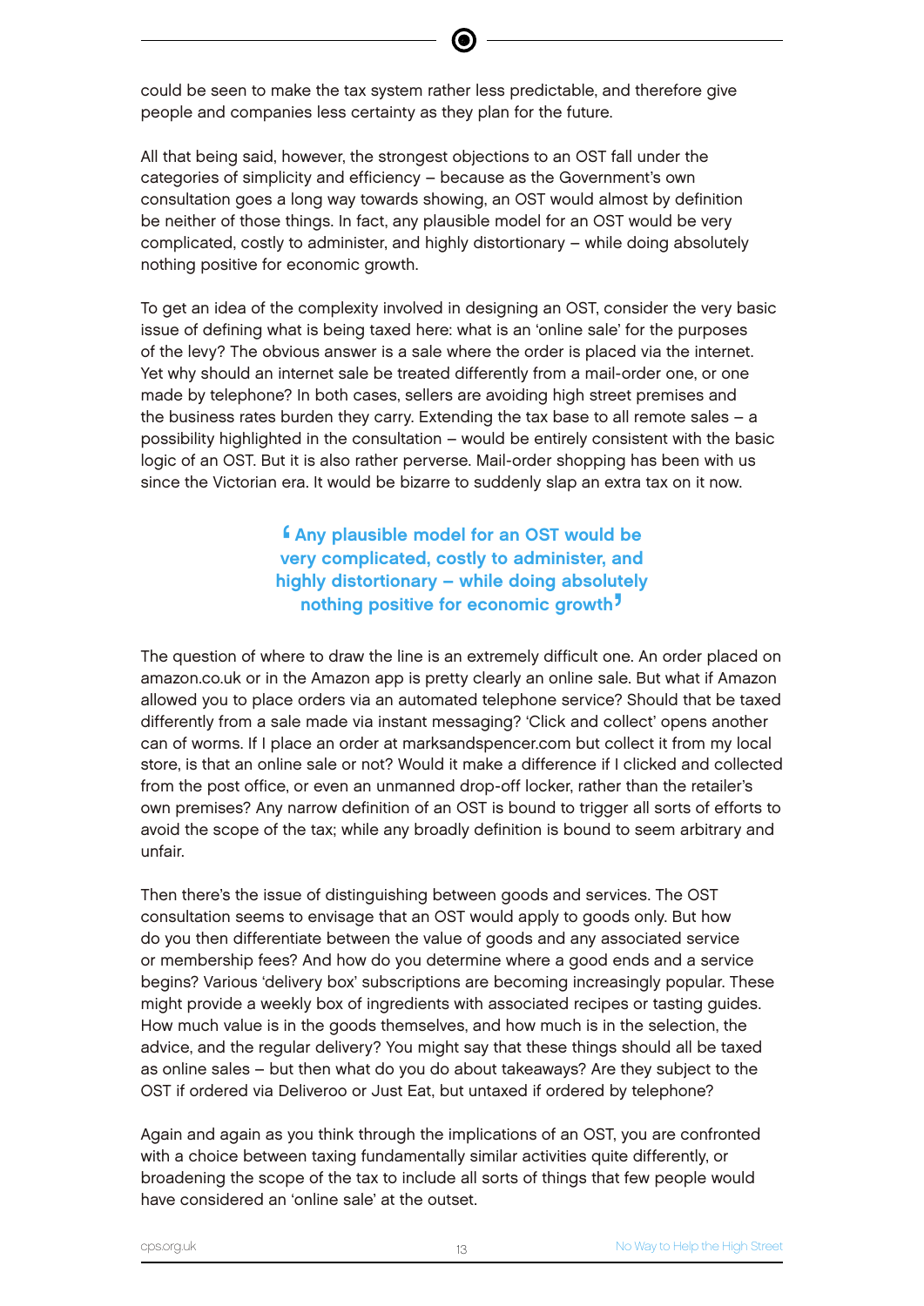could be seen to make the tax system rather less predictable, and therefore give people and companies less certainty as they plan for the future.

All that being said, however, the strongest objections to an OST fall under the categories of simplicity and efficiency – because as the Government's own consultation goes a long way towards showing, an OST would almost by definition be neither of those things. In fact, any plausible model for an OST would be very complicated, costly to administer, and highly distortionary – while doing absolutely nothing positive for economic growth.

To get an idea of the complexity involved in designing an OST, consider the very basic issue of defining what is being taxed here: what is an 'online sale' for the purposes of the levy? The obvious answer is a sale where the order is placed via the internet. Yet why should an internet sale be treated differently from a mail-order one, or one made by telephone? In both cases, sellers are avoiding high street premises and the business rates burden they carry. Extending the tax base to all remote sales – a possibility highlighted in the consultation – would be entirely consistent with the basic logic of an OST. But it is also rather perverse. Mail-order shopping has been with us since the Victorian era. It would be bizarre to suddenly slap an extra tax on it now.

> **'Any plausible model for an OST would be very complicated, costly to administer, and highly distortionary – while doing absolutely nothing positive for economic growth'**

The question of where to draw the line is an extremely difficult one. An order placed on amazon.co.uk or in the Amazon app is pretty clearly an online sale. But what if Amazon allowed you to place orders via an automated telephone service? Should that be taxed differently from a sale made via instant messaging? 'Click and collect' opens another can of worms. If I place an order at marksandspencer.com but collect it from my local store, is that an online sale or not? Would it make a difference if I clicked and collected from the post office, or even an unmanned drop-off locker, rather than the retailer's own premises? Any narrow definition of an OST is bound to trigger all sorts of efforts to avoid the scope of the tax; while any broadly definition is bound to seem arbitrary and unfair.

Then there's the issue of distinguishing between goods and services. The OST consultation seems to envisage that an OST would apply to goods only. But how do you then differentiate between the value of goods and any associated service or membership fees? And how do you determine where a good ends and a service begins? Various 'delivery box' subscriptions are becoming increasingly popular. These might provide a weekly box of ingredients with associated recipes or tasting guides. How much value is in the goods themselves, and how much is in the selection, the advice, and the regular delivery? You might say that these things should all be taxed as online sales – but then what do you do about takeaways? Are they subject to the OST if ordered via Deliveroo or Just Eat, but untaxed if ordered by telephone?

Again and again as you think through the implications of an OST, you are confronted with a choice between taxing fundamentally similar activities quite differently, or broadening the scope of the tax to include all sorts of things that few people would have considered an 'online sale' at the outset.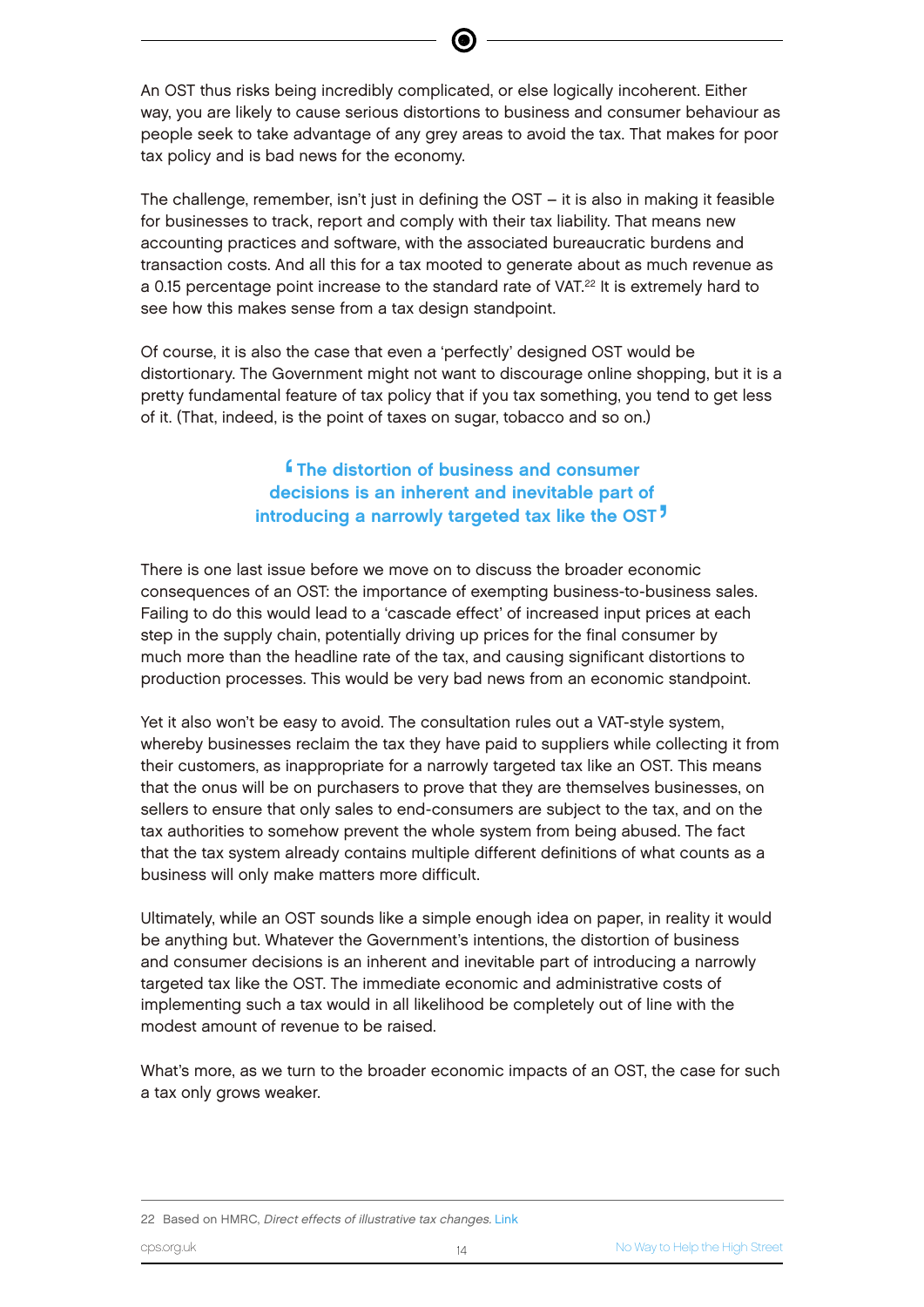An OST thus risks being incredibly complicated, or else logically incoherent. Either way, you are likely to cause serious distortions to business and consumer behaviour as people seek to take advantage of any grey areas to avoid the tax. That makes for poor tax policy and is bad news for the economy.

The challenge, remember, isn't just in defining the OST – it is also in making it feasible for businesses to track, report and comply with their tax liability. That means new accounting practices and software, with the associated bureaucratic burdens and transaction costs. And all this for a tax mooted to generate about as much revenue as a 0.15 percentage point increase to the standard rate of VAT.[22] It is extremely hard to see how this makes sense from a tax design standpoint.

Of course, it is also the case that even a 'perfectly' designed OST would be distortionary. The Government might not want to discourage online shopping, but it is a pretty fundamental feature of tax policy that if you tax something, you tend to get less of it. (That, indeed, is the point of taxes on sugar, tobacco and so on.)

> **The distortion of business and consumer decisions is an inherent and inevitable part of introducing a narrowly targeted tax like the OST**

There is one last issue before we move on to discuss the broader economic consequences of an OST: the importance of exempting business-to-business sales. Failing to do this would lead to a 'cascade effect' of increased input prices at each step in the supply chain, potentially driving up prices for the final consumer by much more than the headline rate of the tax, and causing significant distortions to production processes. This would be very bad news from an economic standpoint.

Yet it also won't be easy to avoid. The consultation rules out a VAT-style system, whereby businesses reclaim the tax they have paid to suppliers while collecting it from their customers, as inappropriate for a narrowly targeted tax like an OST. This means that the onus will be on purchasers to prove that they are themselves businesses, on sellers to ensure that only sales to end-consumers are subject to the tax, and on the tax authorities to somehow prevent the whole system from being abused. The fact that the tax system already contains multiple different definitions of what counts as a business will only make matters more difficult.

Ultimately, while an OST sounds like a simple enough idea on paper, in reality it would be anything but. Whatever the Government's intentions, the distortion of business and consumer decisions is an inherent and inevitable part of introducing a narrowly targeted tax like the OST. The immediate economic and administrative costs of implementing such a tax would in all likelihood be completely out of line with the modest amount of revenue to be raised.

What's more, as we turn to the broader economic impacts of an OST, the case for such a tax only grows weaker.

---

22 Based on HMRC, *Direct effects of illustrative tax changes*. Link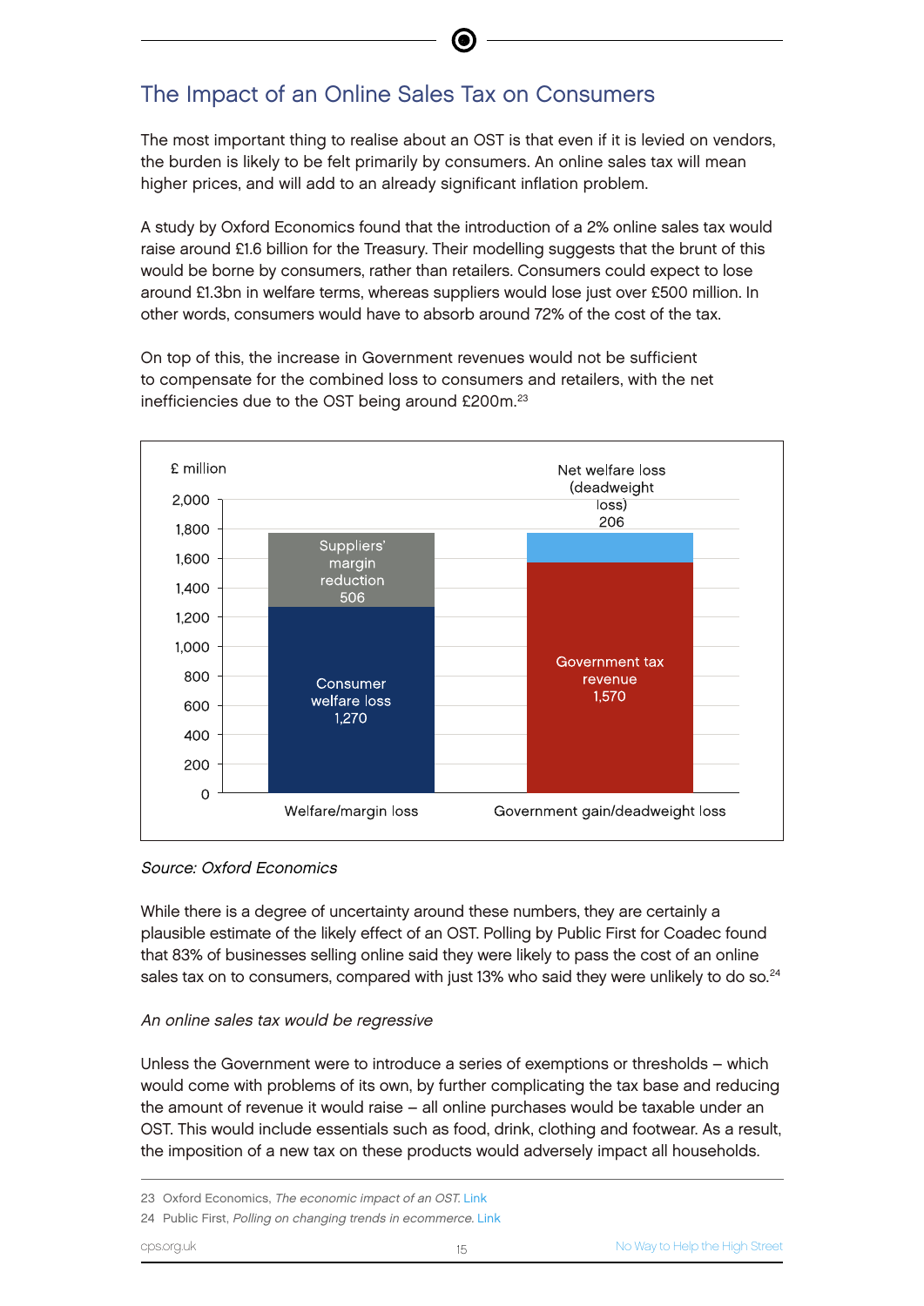## The Impact of an Online Sales Tax on Consumers

The most important thing to realise about an OST is that even if it is levied on vendors, the burden is likely to be felt primarily by consumers. An online sales tax will mean higher prices, and will add to an already significant inflation problem.

A study by Oxford Economics found that the introduction of a 2% online sales tax would raise around £1.6 billion for the Treasury. Their modelling suggests that the brunt of this would be borne by consumers, rather than retailers. Consumers could expect to lose around £1.3bn in welfare terms, whereas suppliers would lose just over £500 million. In other words, consumers would have to absorb around 72% of the cost of the tax.

On top of this, the increase in Government revenues would not be sufficient to compensate for the combined loss to consumers and retailers, with the net inefficiencies due to the OST being around £200m.[23]

| £ million | Welfare/margin loss | Government gain/deadweight loss |
| --- | --- | --- |
| Consumer welfare loss | 1,270 | |
| Suppliers' margin reduction | 506 | |
| Government tax revenue | | 1,570 |
| Net welfare loss (deadweight loss) | | 206 |

*Source: Oxford Economics*

While there is a degree of uncertainty around these numbers, they are certainly a plausible estimate of the likely effect of an OST. Polling by Public First for Coadec found that 83% of businesses selling online said they were likely to pass the cost of an online sales tax on to consumers, compared with just 13% who said they were unlikely to do so.[24]

*An online sales tax would be regressive*

Unless the Government were to introduce a series of exemptions or thresholds – which would come with problems of its own, by further complicating the tax base and reducing the amount of revenue it would raise – all online purchases would be taxable under an OST. This would include essentials such as food, drink, clothing and footwear. As a result, the imposition of a new tax on these products would adversely impact all households.

23 Oxford Economics, *The economic impact of an OST.* Link

24 Public First, *Polling on changing trends in ecommerce.* Link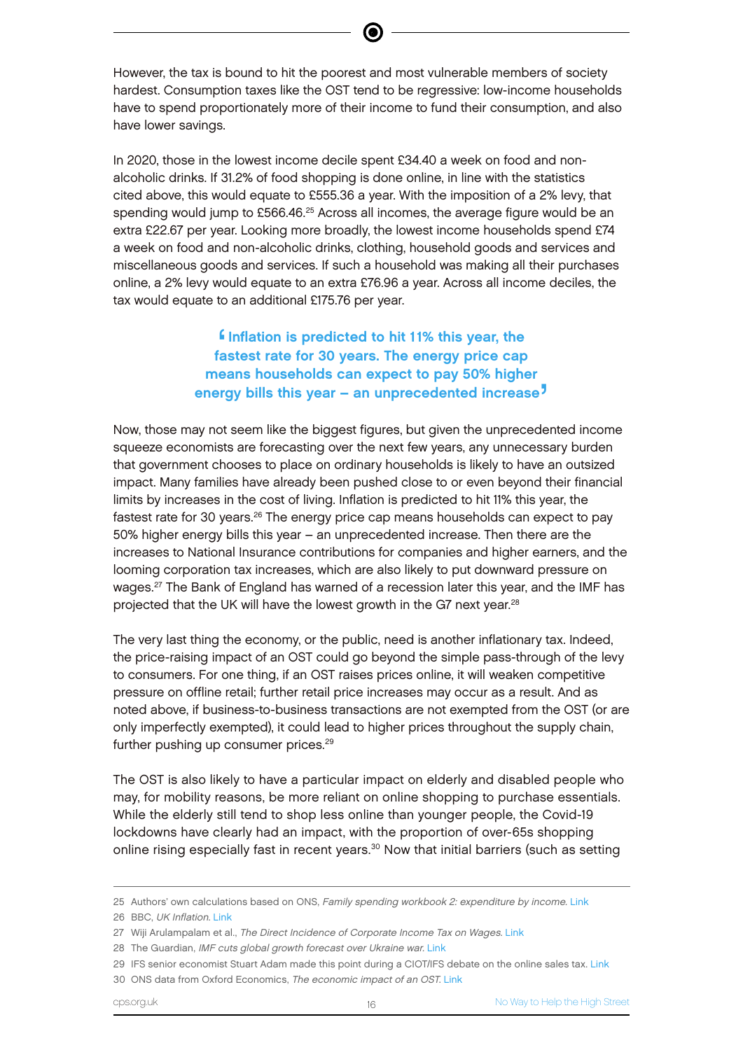However, the tax is bound to hit the poorest and most vulnerable members of society hardest. Consumption taxes like the OST tend to be regressive: low-income households have to spend proportionately more of their income to fund their consumption, and also have lower savings.

In 2020, those in the lowest income decile spent £34.40 a week on food and non-alcoholic drinks. If 31.2% of food shopping is done online, in line with the statistics cited above, this would equate to £555.36 a year. With the imposition of a 2% levy, that spending would jump to £566.46.[25] Across all incomes, the average figure would be an extra £22.67 per year. Looking more broadly, the lowest income households spend £74 a week on food and non-alcoholic drinks, clothing, household goods and services and miscellaneous goods and services. If such a household was making all their purchases online, a 2% levy would equate to an extra £76.96 a year. Across all income deciles, the tax would equate to an additional £175.76 per year.

> **'Inflation is predicted to hit 11% this year, the fastest rate for 30 years. The energy price cap means households can expect to pay 50% higher energy bills this year – an unprecedented increase'**

Now, those may not seem like the biggest figures, but given the unprecedented income squeeze economists are forecasting over the next few years, any unnecessary burden that government chooses to place on ordinary households is likely to have an outsized impact. Many families have already been pushed close to or even beyond their financial limits by increases in the cost of living. Inflation is predicted to hit 11% this year, the fastest rate for 30 years.[26] The energy price cap means households can expect to pay 50% higher energy bills this year – an unprecedented increase. Then there are the increases to National Insurance contributions for companies and higher earners, and the looming corporation tax increases, which are also likely to put downward pressure on wages.[27] The Bank of England has warned of a recession later this year, and the IMF has projected that the UK will have the lowest growth in the G7 next year.[28]

The very last thing the economy, or the public, need is another inflationary tax. Indeed, the price-raising impact of an OST could go beyond the simple pass-through of the levy to consumers. For one thing, if an OST raises prices online, it will weaken competitive pressure on offline retail; further retail price increases may occur as a result. And as noted above, if business-to-business transactions are not exempted from the OST (or are only imperfectly exempted), it could lead to higher prices throughout the supply chain, further pushing up consumer prices.[29]

The OST is also likely to have a particular impact on elderly and disabled people who may, for mobility reasons, be more reliant on online shopping to purchase essentials. While the elderly still tend to shop less online than younger people, the Covid-19 lockdowns have clearly had an impact, with the proportion of over-65s shopping online rising especially fast in recent years.[30] Now that initial barriers (such as setting

---

25 Authors' own calculations based on ONS, *Family spending workbook 2: expenditure by income*. Link

26 BBC, *UK Inflation*. Link

27 Wiji Arulampalam et al., *The Direct Incidence of Corporate Income Tax on Wages*. Link

28 The Guardian, *IMF cuts global growth forecast over Ukraine war*. Link

29 IFS senior economist Stuart Adam made this point during a CIOT/IFS debate on the online sales tax. Link

30 ONS data from Oxford Economics, *The economic impact of an OST*. Link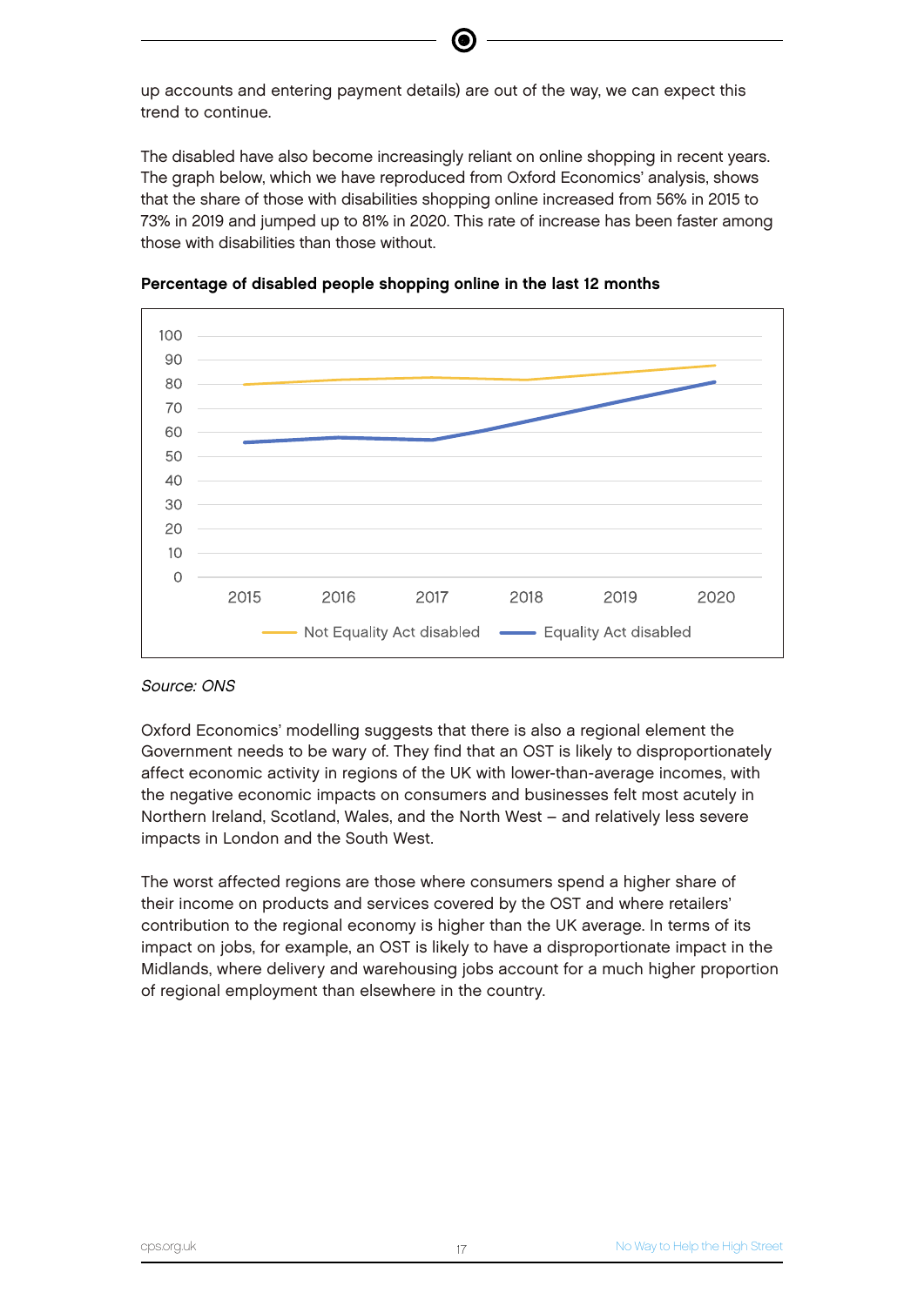up accounts and entering payment details) are out of the way, we can expect this trend to continue.

The disabled have also become increasingly reliant on online shopping in recent years. The graph below, which we have reproduced from Oxford Economics' analysis, shows that the share of those with disabilities shopping online increased from 56% in 2015 to 73% in 2019 and jumped up to 81% in 2020. This rate of increase has been faster among those with disabilities than those without.

**Percentage of disabled people shopping online in the last 12 months**

*Source: ONS*

Oxford Economics' modelling suggests that there is also a regional element the Government needs to be wary of. They find that an OST is likely to disproportionately affect economic activity in regions of the UK with lower-than-average incomes, with the negative economic impacts on consumers and businesses felt most acutely in Northern Ireland, Scotland, Wales, and the North West – and relatively less severe impacts in London and the South West.

The worst affected regions are those where consumers spend a higher share of their income on products and services covered by the OST and where retailers' contribution to the regional economy is higher than the UK average. In terms of its impact on jobs, for example, an OST is likely to have a disproportionate impact in the Midlands, where delivery and warehousing jobs account for a much higher proportion of regional employment than elsewhere in the country.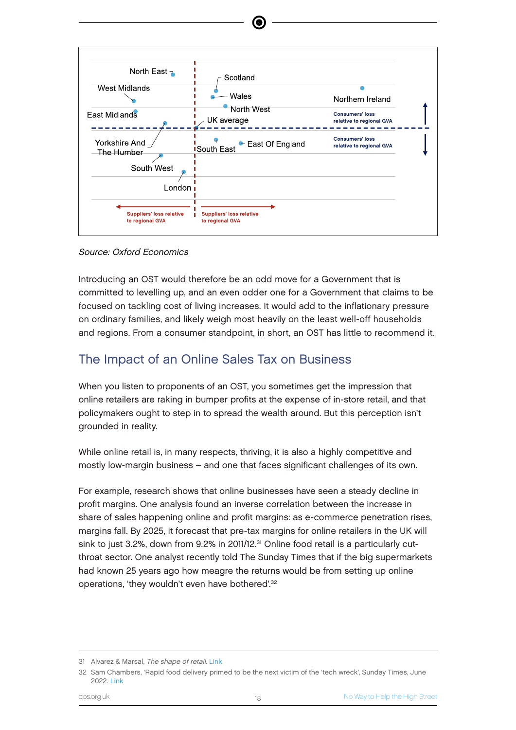North East

West Midlands

East Midlands

Yorkshire And The Humber

South West

London

Scotland

Wales

North West

UK average

South East

East Of England

Northern Ireland

Consumers' loss relative to regional GVA

Consumers' loss relative to regional GVA

Suppliers' loss relative to regional GVA

Suppliers' loss relative to regional GVA

*Source: Oxford Economics*

Introducing an OST would therefore be an odd move for a Government that is committed to levelling up, and an even odder one for a Government that claims to be focused on tackling cost of living increases. It would add to the inflationary pressure on ordinary families, and likely weigh most heavily on the least well-off households and regions. From a consumer standpoint, in short, an OST has little to recommend it.

## The Impact of an Online Sales Tax on Business

When you listen to proponents of an OST, you sometimes get the impression that online retailers are raking in bumper profits at the expense of in-store retail, and that policymakers ought to step in to spread the wealth around. But this perception isn't grounded in reality.

While online retail is, in many respects, thriving, it is also a highly competitive and mostly low-margin business – and one that faces significant challenges of its own.

For example, research shows that online businesses have seen a steady decline in profit margins. One analysis found an inverse correlation between the increase in share of sales happening online and profit margins: as e-commerce penetration rises, margins fall. By 2025, it forecast that pre-tax margins for online retailers in the UK will sink to just 3.2%, down from 9.2% in 2011/12.[31] Online food retail is a particularly cut-throat sector. One analyst recently told The Sunday Times that if the big supermarkets had known 25 years ago how meagre the returns would be from setting up online operations, 'they wouldn't even have bothered'.[32]

31 Alvarez & Marsal, *The shape of retail.* Link

32 Sam Chambers, 'Rapid food delivery primed to be the next victim of the 'tech wreck', Sunday Times, June 2022. Link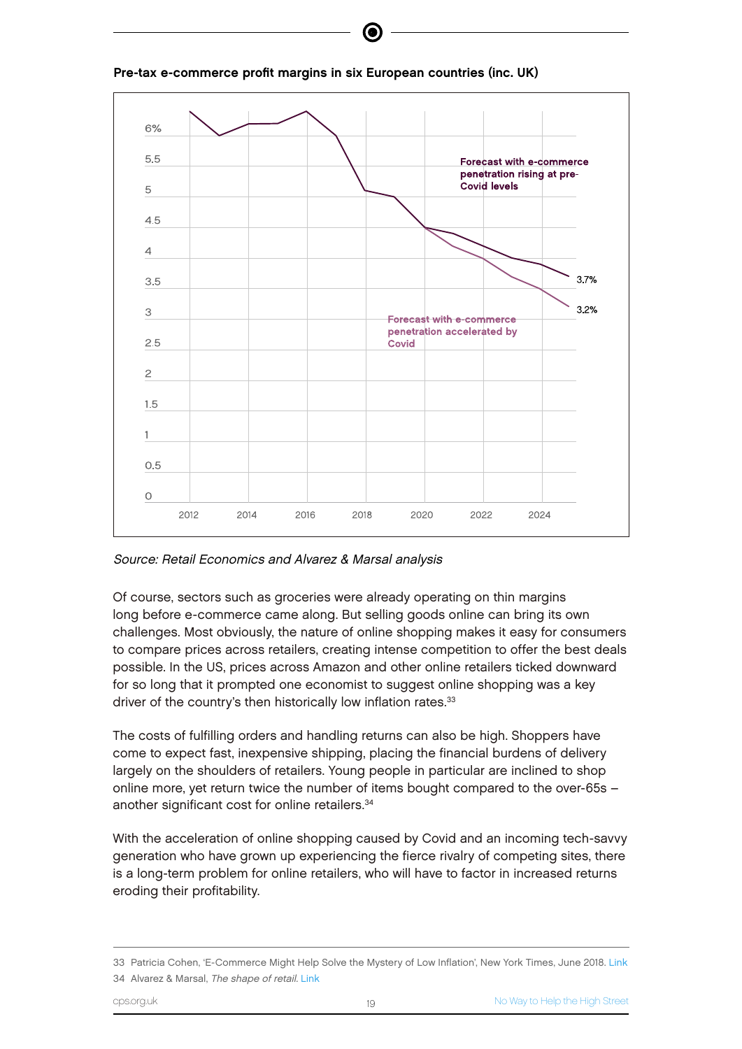**Pre-tax e-commerce profit margins in six European countries (inc. UK)**

*Source: Retail Economics and Alvarez & Marsal analysis*

Of course, sectors such as groceries were already operating on thin margins long before e-commerce came along. But selling goods online can bring its own challenges. Most obviously, the nature of online shopping makes it easy for consumers to compare prices across retailers, creating intense competition to offer the best deals possible. In the US, prices across Amazon and other online retailers ticked downward for so long that it prompted one economist to suggest online shopping was a key driver of the country's then historically low inflation rates.[33]

The costs of fulfilling orders and handling returns can also be high. Shoppers have come to expect fast, inexpensive shipping, placing the financial burdens of delivery largely on the shoulders of retailers. Young people in particular are inclined to shop online more, yet return twice the number of items bought compared to the over-65s – another significant cost for online retailers.[34]

With the acceleration of online shopping caused by Covid and an incoming tech-savvy generation who have grown up experiencing the fierce rivalry of competing sites, there is a long-term problem for online retailers, who will have to factor in increased returns eroding their profitability.

33 Patricia Cohen, 'E-Commerce Might Help Solve the Mystery of Low Inflation', New York Times, June 2018. Link

34 Alvarez & Marsal, *The shape of retail*. Link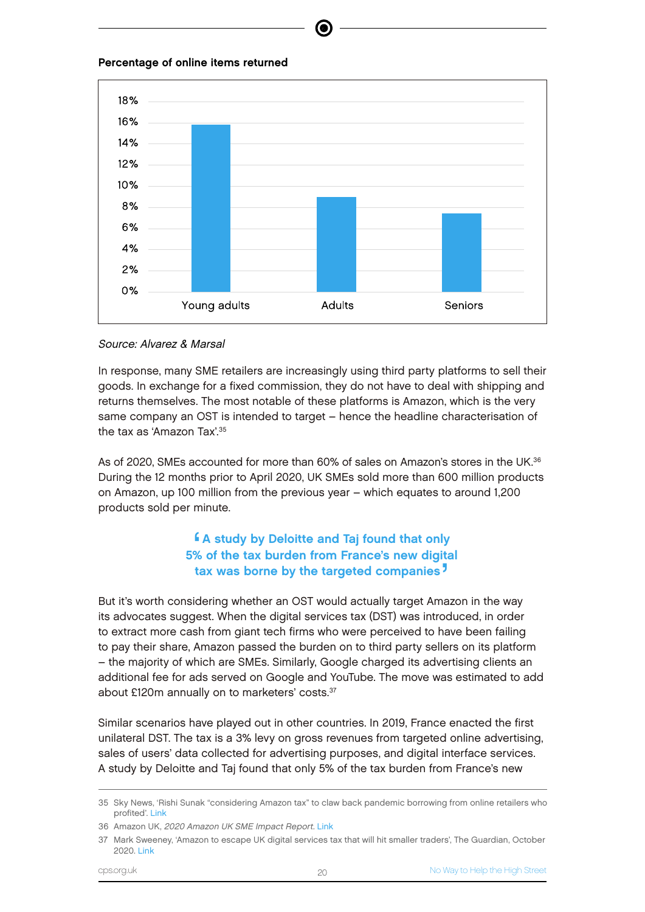**Percentage of online items returned**

| | Young adults | Adults | Seniors |
|---|---|---|---|
| Percentage of online items returned | ~16% | ~9% | ~7.5% |

*Source: Alvarez & Marsal*

In response, many SME retailers are increasingly using third party platforms to sell their goods. In exchange for a fixed commission, they do not have to deal with shipping and returns themselves. The most notable of these platforms is Amazon, which is the very same company an OST is intended to target – hence the headline characterisation of the tax as 'Amazon Tax'.[35]

As of 2020, SMEs accounted for more than 60% of sales on Amazon's stores in the UK.[36] During the 12 months prior to April 2020, UK SMEs sold more than 600 million products on Amazon, up 100 million from the previous year – which equates to around 1,200 products sold per minute.

> **'A study by Deloitte and Taj found that only 5% of the tax burden from France's new digital tax was borne by the targeted companies'**

But it's worth considering whether an OST would actually target Amazon in the way its advocates suggest. When the digital services tax (DST) was introduced, in order to extract more cash from giant tech firms who were perceived to have been failing to pay their share, Amazon passed the burden on to third party sellers on its platform – the majority of which are SMEs. Similarly, Google charged its advertising clients an additional fee for ads served on Google and YouTube. The move was estimated to add about £120m annually on to marketers' costs.[37]

Similar scenarios have played out in other countries. In 2019, France enacted the first unilateral DST. The tax is a 3% levy on gross revenues from targeted online advertising, sales of users' data collected for advertising purposes, and digital interface services. A study by Deloitte and Taj found that only 5% of the tax burden from France's new

---

35 Sky News, 'Rishi Sunak "considering Amazon tax" to claw back pandemic borrowing from online retailers who profited'. Link

36 Amazon UK, *2020 Amazon UK SME Impact Report*. Link

37 Mark Sweeney, 'Amazon to escape UK digital services tax that will hit smaller traders', The Guardian, October 2020. Link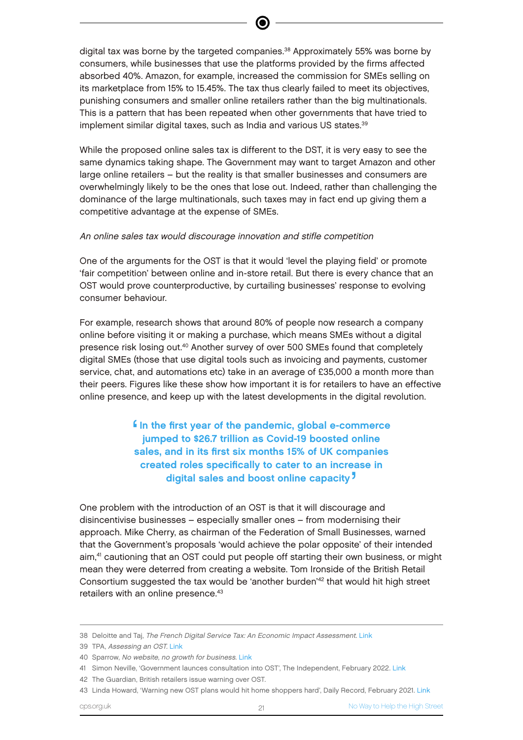digital tax was borne by the targeted companies.[38] Approximately 55% was borne by consumers, while businesses that use the platforms provided by the firms affected absorbed 40%. Amazon, for example, increased the commission for SMEs selling on its marketplace from 15% to 15.45%. The tax thus clearly failed to meet its objectives, punishing consumers and smaller online retailers rather than the big multinationals. This is a pattern that has been repeated when other governments that have tried to implement similar digital taxes, such as India and various US states.[39]

While the proposed online sales tax is different to the DST, it is very easy to see the same dynamics taking shape. The Government may want to target Amazon and other large online retailers – but the reality is that smaller businesses and consumers are overwhelmingly likely to be the ones that lose out. Indeed, rather than challenging the dominance of the large multinationals, such taxes may in fact end up giving them a competitive advantage at the expense of SMEs.

*An online sales tax would discourage innovation and stifle competition*

One of the arguments for the OST is that it would 'level the playing field' or promote 'fair competition' between online and in-store retail. But there is every chance that an OST would prove counterproductive, by curtailing businesses' response to evolving consumer behaviour.

For example, research shows that around 80% of people now research a company online before visiting it or making a purchase, which means SMEs without a digital presence risk losing out.[40] Another survey of over 500 SMEs found that completely digital SMEs (those that use digital tools such as invoicing and payments, customer service, chat, and automations etc) take in an average of £35,000 a month more than their peers. Figures like these show how important it is for retailers to have an effective online presence, and keep up with the latest developments in the digital revolution.

> **'In the first year of the pandemic, global e-commerce jumped to $26.7 trillion as Covid-19 boosted online sales, and in its first six months 15% of UK companies created roles specifically to cater to an increase in digital sales and boost online capacity'**

One problem with the introduction of an OST is that it will discourage and disincentivise businesses – especially smaller ones – from modernising their approach. Mike Cherry, as chairman of the Federation of Small Businesses, warned that the Government's proposals 'would achieve the polar opposite' of their intended aim,[41] cautioning that an OST could put people off starting their own business, or might mean they were deterred from creating a website. Tom Ironside of the British Retail Consortium suggested the tax would be 'another burden'[42] that would hit high street retailers with an online presence.[43]

---

38 Deloitte and Taj, *The French Digital Service Tax: An Economic Impact Assessment.* Link

39 TPA, *Assessing an OST.* Link

40 Sparrow, *No website, no growth for business.* Link

41 Simon Neville, 'Government launces consultation into OST', The Independent, February 2022. Link

42 The Guardian, British retailers issue warning over OST.

43 Linda Howard, 'Warning new OST plans would hit home shoppers hard', Daily Record, February 2021. Link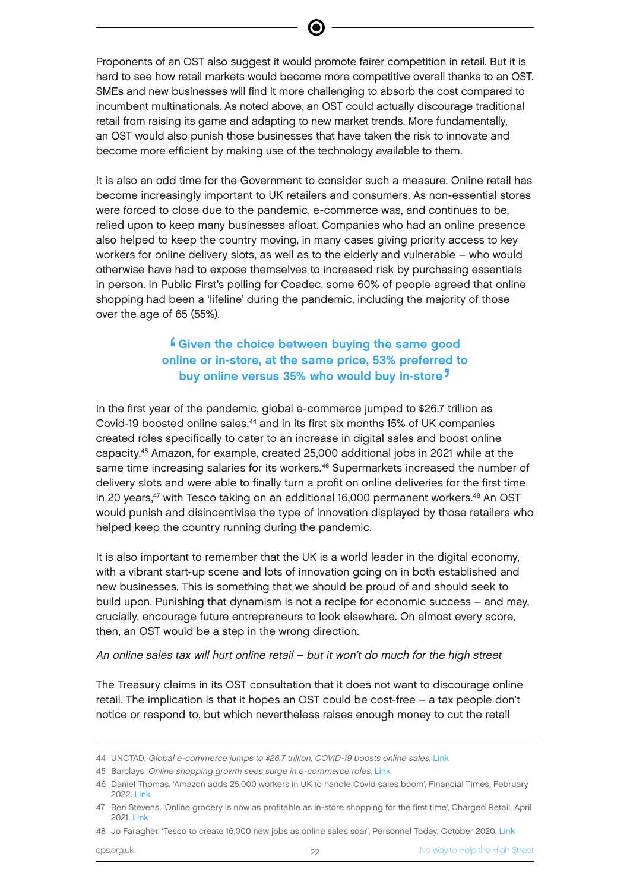Proponents of an OST also suggest it would promote fairer competition in retail. But it is hard to see how retail markets would become more competitive overall thanks to an OST. SMEs and new businesses will find it more challenging to absorb the cost compared to incumbent multinationals. As noted above, an OST could actually discourage traditional retail from raising its game and adapting to new market trends. More fundamentally, an OST would also punish those businesses that have taken the risk to innovate and become more efficient by making use of the technology available to them.

It is also an odd time for the Government to consider such a measure. Online retail has become increasingly important to UK retailers and consumers. As non-essential stores were forced to close due to the pandemic, e-commerce was, and continues to be, relied upon to keep many businesses afloat. Companies who had an online presence also helped to keep the country moving, in many cases giving priority access to key workers for online delivery slots, as well as to the elderly and vulnerable – who would otherwise have had to expose themselves to increased risk by purchasing essentials in person. In Public First's polling for Coadec, some 60% of people agreed that online shopping had been a 'lifeline' during the pandemic, including the majority of those over the age of 65 (55%).

> **"Given the choice between buying the same good online or in-store, at the same price, 53% preferred to buy online versus 35% who would buy in-store"**

In the first year of the pandemic, global e-commerce jumped to $26.7 trillion as Covid-19 boosted online sales,[44] and in its first six months 15% of UK companies created roles specifically to cater to an increase in digital sales and boost online capacity.[45] Amazon, for example, created 25,000 additional jobs in 2021 while at the same time increasing salaries for its workers.[46] Supermarkets increased the number of delivery slots and were able to finally turn a profit on online deliveries for the first time in 20 years,[47] with Tesco taking on an additional 16,000 permanent workers.[48] An OST would punish and disincentivise the type of innovation displayed by those retailers who helped keep the country running during the pandemic.

It is also important to remember that the UK is a world leader in the digital economy, with a vibrant start-up scene and lots of innovation going on in both established and new businesses. This is something that we should be proud of and should seek to build upon. Punishing that dynamism is not a recipe for economic success – and may, crucially, encourage future entrepreneurs to look elsewhere. On almost every score, then, an OST would be a step in the wrong direction.

*An online sales tax will hurt online retail – but it won't do much for the high street*

The Treasury claims in its OST consultation that it does not want to discourage online retail. The implication is that it hopes an OST could be cost-free – a tax people don't notice or respond to, but which nevertheless raises enough money to cut the retail

---

44 UNCTAD, *Global e-commerce jumps to $26.7 trillion, COVID-19 boosts online sales.* Link

45 Barclays, *Online shopping growth sees surge in e-commerce roles.* Link

46 Daniel Thomas, 'Amazon adds 25,000 workers in UK to handle Covid sales boom', Financial Times, February 2022. Link

47 Ben Stevens, 'Online grocery is now as profitable as in-store shopping for the first time', Charged Retail, April 2021. Link

48 Jo Faragher, 'Tesco to create 16,000 new jobs as online sales soar', Personnel Today, October 2020. Link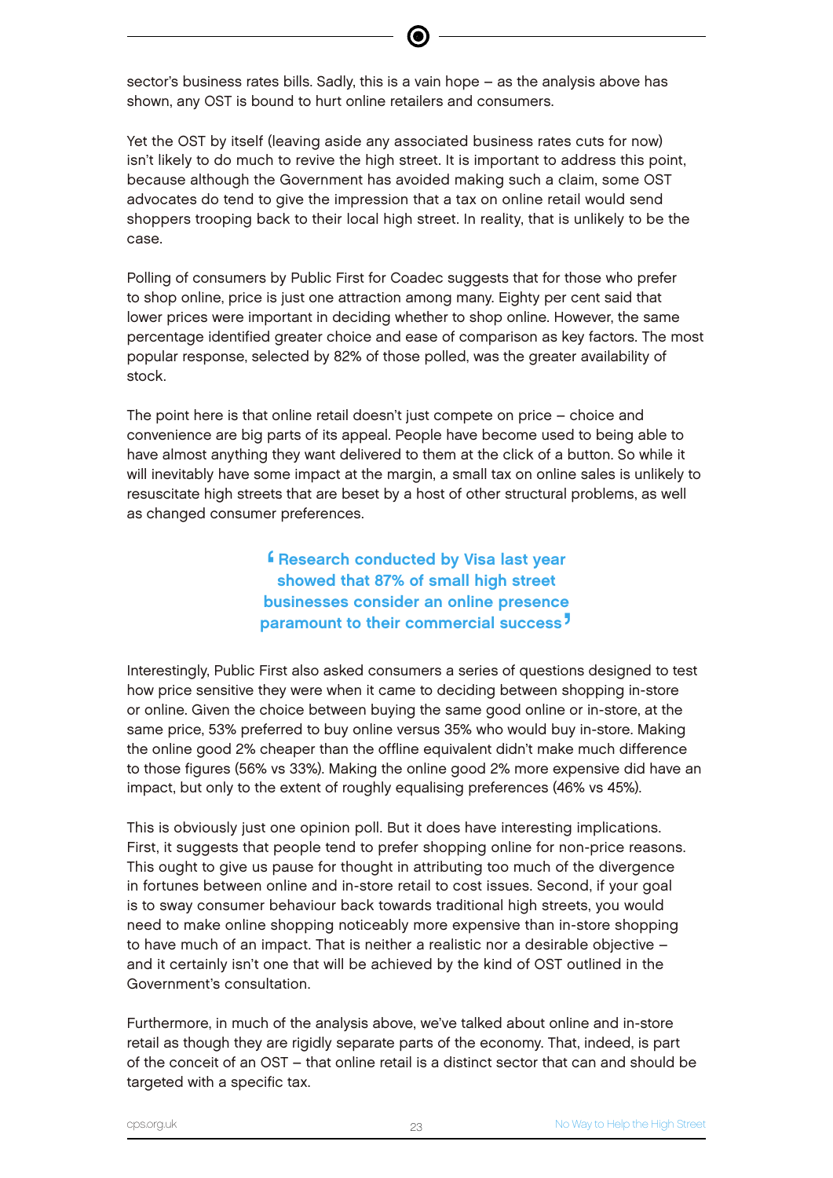sector's business rates bills. Sadly, this is a vain hope – as the analysis above has shown, any OST is bound to hurt online retailers and consumers.

Yet the OST by itself (leaving aside any associated business rates cuts for now) isn't likely to do much to revive the high street. It is important to address this point, because although the Government has avoided making such a claim, some OST advocates do tend to give the impression that a tax on online retail would send shoppers trooping back to their local high street. In reality, that is unlikely to be the case.

Polling of consumers by Public First for Coadec suggests that for those who prefer to shop online, price is just one attraction among many. Eighty per cent said that lower prices were important in deciding whether to shop online. However, the same percentage identified greater choice and ease of comparison as key factors. The most popular response, selected by 82% of those polled, was the greater availability of stock.

The point here is that online retail doesn't just compete on price – choice and convenience are big parts of its appeal. People have become used to being able to have almost anything they want delivered to them at the click of a button. So while it will inevitably have some impact at the margin, a small tax on online sales is unlikely to resuscitate high streets that are beset by a host of other structural problems, as well as changed consumer preferences.

> **"Research conducted by Visa last year showed that 87% of small high street businesses consider an online presence paramount to their commercial success"**

Interestingly, Public First also asked consumers a series of questions designed to test how price sensitive they were when it came to deciding between shopping in-store or online. Given the choice between buying the same good online or in-store, at the same price, 53% preferred to buy online versus 35% who would buy in-store. Making the online good 2% cheaper than the offline equivalent didn't make much difference to those figures (56% vs 33%). Making the online good 2% more expensive did have an impact, but only to the extent of roughly equalising preferences (46% vs 45%).

This is obviously just one opinion poll. But it does have interesting implications. First, it suggests that people tend to prefer shopping online for non-price reasons. This ought to give us pause for thought in attributing too much of the divergence in fortunes between online and in-store retail to cost issues. Second, if your goal is to sway consumer behaviour back towards traditional high streets, you would need to make online shopping noticeably more expensive than in-store shopping to have much of an impact. That is neither a realistic nor a desirable objective – and it certainly isn't one that will be achieved by the kind of OST outlined in the Government's consultation.

Furthermore, in much of the analysis above, we've talked about online and in-store retail as though they are rigidly separate parts of the economy. That, indeed, is part of the conceit of an OST – that online retail is a distinct sector that can and should be targeted with a specific tax.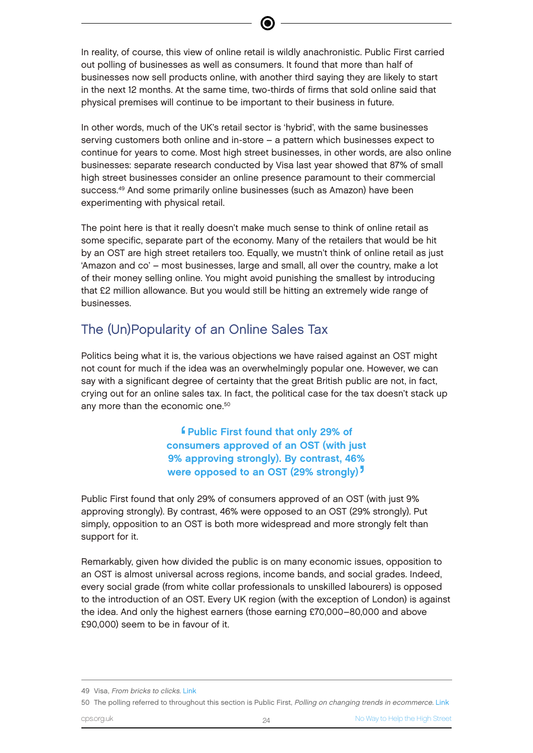In reality, of course, this view of online retail is wildly anachronistic. Public First carried out polling of businesses as well as consumers. It found that more than half of businesses now sell products online, with another third saying they are likely to start in the next 12 months. At the same time, two-thirds of firms that sold online said that physical premises will continue to be important to their business in future.

In other words, much of the UK's retail sector is 'hybrid', with the same businesses serving customers both online and in-store – a pattern which businesses expect to continue for years to come. Most high street businesses, in other words, are also online businesses: separate research conducted by Visa last year showed that 87% of small high street businesses consider an online presence paramount to their commercial success.[49] And some primarily online businesses (such as Amazon) have been experimenting with physical retail.

The point here is that it really doesn't make much sense to think of online retail as some specific, separate part of the economy. Many of the retailers that would be hit by an OST are high street retailers too. Equally, we mustn't think of online retail as just 'Amazon and co' – most businesses, large and small, all over the country, make a lot of their money selling online. You might avoid punishing the smallest by introducing that £2 million allowance. But you would still be hitting an extremely wide range of businesses.

## The (Un)Popularity of an Online Sales Tax

Politics being what it is, the various objections we have raised against an OST might not count for much if the idea was an overwhelmingly popular one. However, we can say with a significant degree of certainty that the great British public are not, in fact, crying out for an online sales tax. In fact, the political case for the tax doesn't stack up any more than the economic one.[50]

> **'Public First found that only 29% of consumers approved of an OST (with just 9% approving strongly). By contrast, 46% were opposed to an OST (29% strongly)'**

Public First found that only 29% of consumers approved of an OST (with just 9% approving strongly). By contrast, 46% were opposed to an OST (29% strongly). Put simply, opposition to an OST is both more widespread and more strongly felt than support for it.

Remarkably, given how divided the public is on many economic issues, opposition to an OST is almost universal across regions, income bands, and social grades. Indeed, every social grade (from white collar professionals to unskilled labourers) is opposed to the introduction of an OST. Every UK region (with the exception of London) is against the idea. And only the highest earners (those earning £70,000–80,000 and above £90,000) seem to be in favour of it.

---

49 Visa, *From bricks to clicks*. Link

50 The polling referred to throughout this section is Public First, *Polling on changing trends in ecommerce*. Link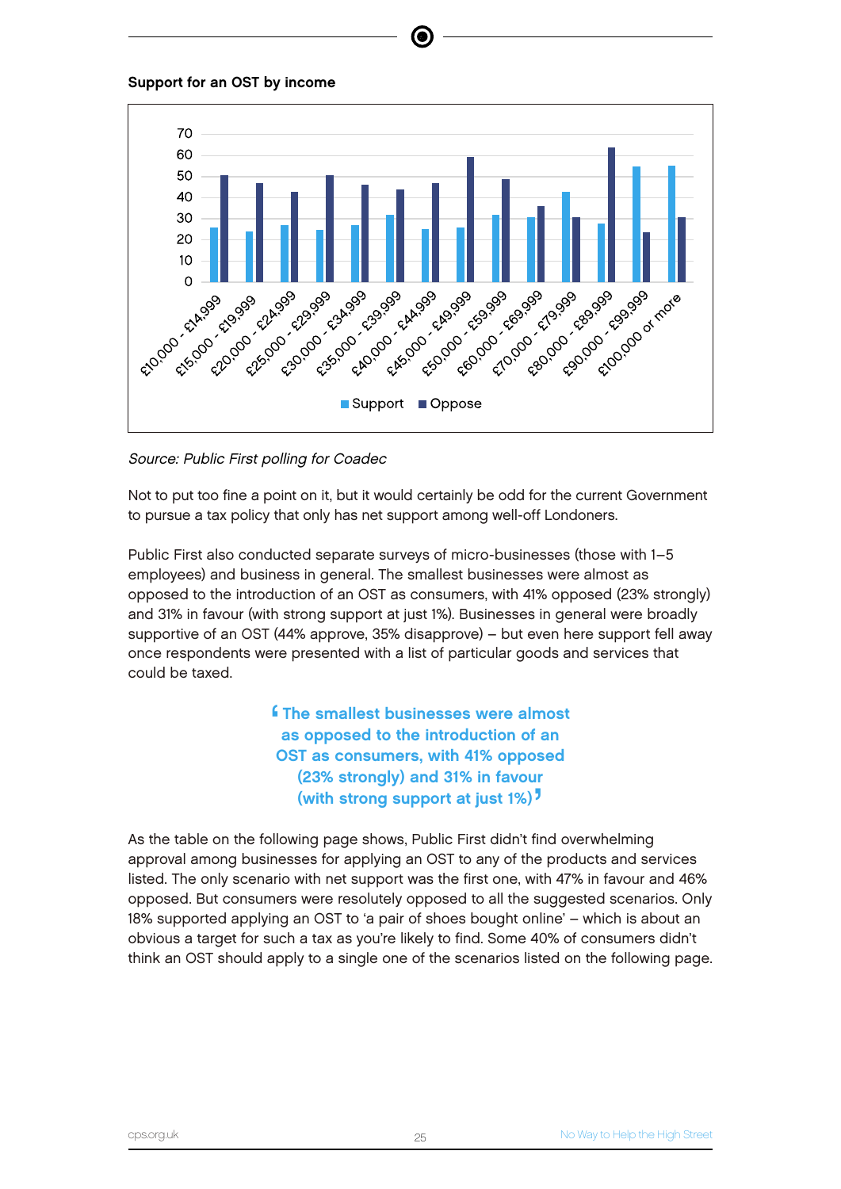**Support for an OST by income**

Source: *Public First polling for Coadec*

Not to put too fine a point on it, but it would certainly be odd for the current Government to pursue a tax policy that only has net support among well-off Londoners.

Public First also conducted separate surveys of micro-businesses (those with 1–5 employees) and business in general. The smallest businesses were almost as opposed to the introduction of an OST as consumers, with 41% opposed (23% strongly) and 31% in favour (with strong support at just 1%). Businesses in general were broadly supportive of an OST (44% approve, 35% disapprove) – but even here support fell away once respondents were presented with a list of particular goods and services that could be taxed.

> **"The smallest businesses were almost as opposed to the introduction of an OST as consumers, with 41% opposed (23% strongly) and 31% in favour (with strong support at just 1%)"**

As the table on the following page shows, Public First didn't find overwhelming approval among businesses for applying an OST to any of the products and services listed. The only scenario with net support was the first one, with 47% in favour and 46% opposed. But consumers were resolutely opposed to all the suggested scenarios. Only 18% supported applying an OST to 'a pair of shoes bought online' – which is about an obvious a target for such a tax as you're likely to find. Some 40% of consumers didn't think an OST should apply to a single one of the scenarios listed on the following page.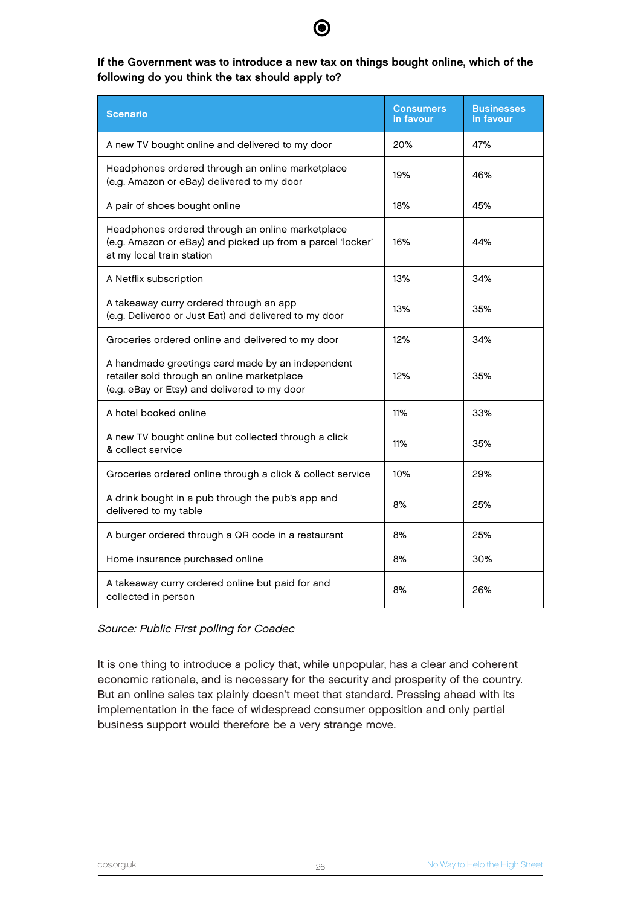**If the Government was to introduce a new tax on things bought online, which of the following do you think the tax should apply to?**

| Scenario | Consumers in favour | Businesses in favour |
|---|---|---|
| A new TV bought online and delivered to my door | 20% | 47% |
| Headphones ordered through an online marketplace (e.g. Amazon or eBay) delivered to my door | 19% | 46% |
| A pair of shoes bought online | 18% | 45% |
| Headphones ordered through an online marketplace (e.g. Amazon or eBay) and picked up from a parcel 'locker' at my local train station | 16% | 44% |
| A Netflix subscription | 13% | 34% |
| A takeaway curry ordered through an app (e.g. Deliveroo or Just Eat) and delivered to my door | 13% | 35% |
| Groceries ordered online and delivered to my door | 12% | 34% |
| A handmade greetings card made by an independent retailer sold through an online marketplace (e.g. eBay or Etsy) and delivered to my door | 12% | 35% |
| A hotel booked online | 11% | 33% |
| A new TV bought online but collected through a click & collect service | 11% | 35% |
| Groceries ordered online through a click & collect service | 10% | 29% |
| A drink bought in a pub through the pub's app and delivered to my table | 8% | 25% |
| A burger ordered through a QR code in a restaurant | 8% | 25% |
| Home insurance purchased online | 8% | 30% |
| A takeaway curry ordered online but paid for and collected in person | 8% | 26% |

*Source: Public First polling for Coadec*

It is one thing to introduce a policy that, while unpopular, has a clear and coherent economic rationale, and is necessary for the security and prosperity of the country. But an online sales tax plainly doesn't meet that standard. Pressing ahead with its implementation in the face of widespread consumer opposition and only partial business support would therefore be a very strange move.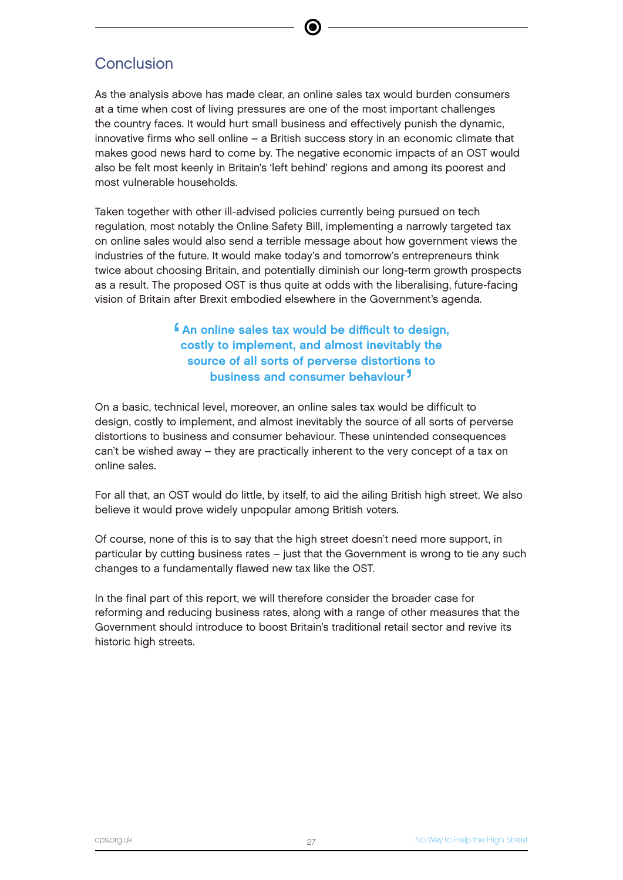## Conclusion

As the analysis above has made clear, an online sales tax would burden consumers at a time when cost of living pressures are one of the most important challenges the country faces. It would hurt small business and effectively punish the dynamic, innovative firms who sell online – a British success story in an economic climate that makes good news hard to come by. The negative economic impacts of an OST would also be felt most keenly in Britain's 'left behind' regions and among its poorest and most vulnerable households.

Taken together with other ill-advised policies currently being pursued on tech regulation, most notably the Online Safety Bill, implementing a narrowly targeted tax on online sales would also send a terrible message about how government views the industries of the future. It would make today's and tomorrow's entrepreneurs think twice about choosing Britain, and potentially diminish our long-term growth prospects as a result. The proposed OST is thus quite at odds with the liberalising, future-facing vision of Britain after Brexit embodied elsewhere in the Government's agenda.

> **'An online sales tax would be difficult to design, costly to implement, and almost inevitably the source of all sorts of perverse distortions to business and consumer behaviour'**

On a basic, technical level, moreover, an online sales tax would be difficult to design, costly to implement, and almost inevitably the source of all sorts of perverse distortions to business and consumer behaviour. These unintended consequences can't be wished away – they are practically inherent to the very concept of a tax on online sales.

For all that, an OST would do little, by itself, to aid the ailing British high street. We also believe it would prove widely unpopular among British voters.

Of course, none of this is to say that the high street doesn't need more support, in particular by cutting business rates – just that the Government is wrong to tie any such changes to a fundamentally flawed new tax like the OST.

In the final part of this report, we will therefore consider the broader case for reforming and reducing business rates, along with a range of other measures that the Government should introduce to boost Britain's traditional retail sector and revive its historic high streets.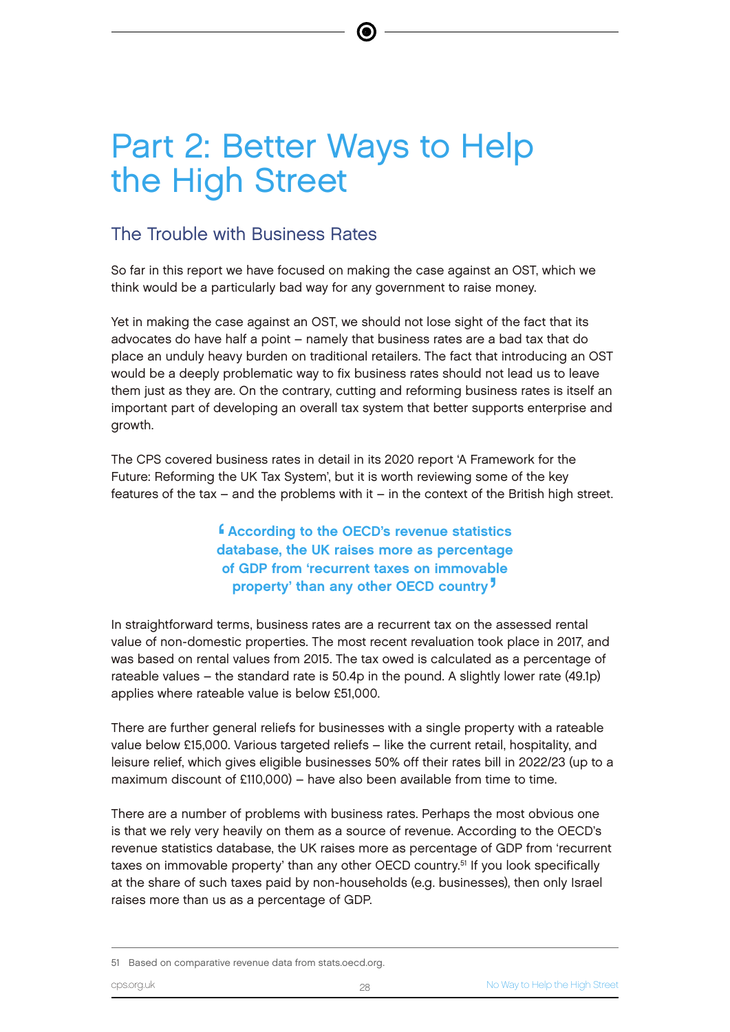# Part 2: Better Ways to Help the High Street

## The Trouble with Business Rates

So far in this report we have focused on making the case against an OST, which we think would be a particularly bad way for any government to raise money.

Yet in making the case against an OST, we should not lose sight of the fact that its advocates do have half a point – namely that business rates are a bad tax that do place an unduly heavy burden on traditional retailers. The fact that introducing an OST would be a deeply problematic way to fix business rates should not lead us to leave them just as they are. On the contrary, cutting and reforming business rates is itself an important part of developing an overall tax system that better supports enterprise and growth.

The CPS covered business rates in detail in its 2020 report 'A Framework for the Future: Reforming the UK Tax System', but it is worth reviewing some of the key features of the tax – and the problems with it – in the context of the British high street.

> **'According to the OECD's revenue statistics database, the UK raises more as percentage of GDP from 'recurrent taxes on immovable property' than any other OECD country'**

In straightforward terms, business rates are a recurrent tax on the assessed rental value of non-domestic properties. The most recent revaluation took place in 2017, and was based on rental values from 2015. The tax owed is calculated as a percentage of rateable values – the standard rate is 50.4p in the pound. A slightly lower rate (49.1p) applies where rateable value is below £51,000.

There are further general reliefs for businesses with a single property with a rateable value below £15,000. Various targeted reliefs – like the current retail, hospitality, and leisure relief, which gives eligible businesses 50% off their rates bill in 2022/23 (up to a maximum discount of £110,000) – have also been available from time to time.

There are a number of problems with business rates. Perhaps the most obvious one is that we rely very heavily on them as a source of revenue. According to the OECD's revenue statistics database, the UK raises more as percentage of GDP from 'recurrent taxes on immovable property' than any other OECD country.[51] If you look specifically at the share of such taxes paid by non-households (e.g. businesses), then only Israel raises more than us as a percentage of GDP.

---

51 Based on comparative revenue data from stats.oecd.org.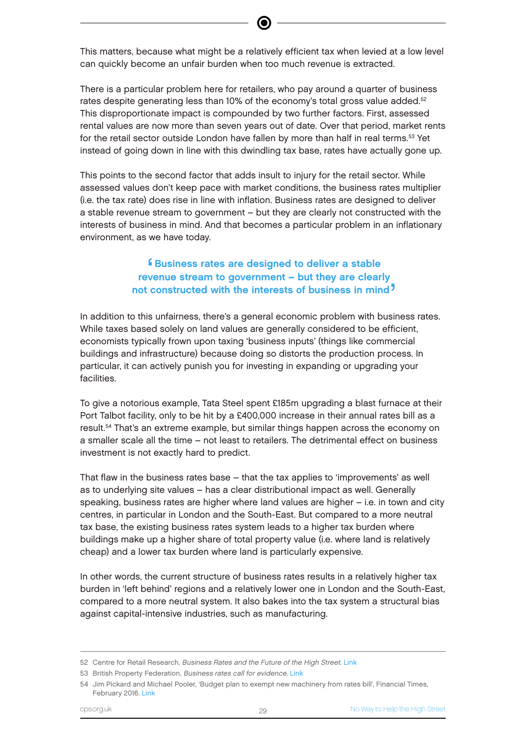This matters, because what might be a relatively efficient tax when levied at a low level can quickly become an unfair burden when too much revenue is extracted.

There is a particular problem here for retailers, who pay around a quarter of business rates despite generating less than 10% of the economy's total gross value added.[52] This disproportionate impact is compounded by two further factors. First, assessed rental values are now more than seven years out of date. Over that period, market rents for the retail sector outside London have fallen by more than half in real terms.[53] Yet instead of going down in line with this dwindling tax base, rates have actually gone up.

This points to the second factor that adds insult to injury for the retail sector. While assessed values don't keep pace with market conditions, the business rates multiplier (i.e. the tax rate) does rise in line with inflation. Business rates are designed to deliver a stable revenue stream to government – but they are clearly not constructed with the interests of business in mind. And that becomes a particular problem in an inflationary environment, as we have today.

> **'Business rates are designed to deliver a stable revenue stream to government – but they are clearly not constructed with the interests of business in mind'**

In addition to this unfairness, there's a general economic problem with business rates. While taxes based solely on land values are generally considered to be efficient, economists typically frown upon taxing 'business inputs' (things like commercial buildings and infrastructure) because doing so distorts the production process. In particular, it can actively punish you for investing in expanding or upgrading your facilities.

To give a notorious example, Tata Steel spent £185m upgrading a blast furnace at their Port Talbot facility, only to be hit by a £400,000 increase in their annual rates bill as a result.[54] That's an extreme example, but similar things happen across the economy on a smaller scale all the time – not least to retailers. The detrimental effect on business investment is not exactly hard to predict.

That flaw in the business rates base – that the tax applies to 'improvements' as well as to underlying site values – has a clear distributional impact as well. Generally speaking, business rates are higher where land values are higher – i.e. in town and city centres, in particular in London and the South-East. But compared to a more neutral tax base, the existing business rates system leads to a higher tax burden where buildings make up a higher share of total property value (i.e. where land is relatively cheap) and a lower tax burden where land is particularly expensive.

In other words, the current structure of business rates results in a relatively higher tax burden in 'left behind' regions and a relatively lower one in London and the South-East, compared to a more neutral system. It also bakes into the tax system a structural bias against capital-intensive industries, such as manufacturing.

---

52 Centre for Retail Research, *Business Rates and the Future of the High Street*. Link

53 British Property Federation, *Business rates call for evidence*. Link

54 Jim Pickard and Michael Pooler, 'Budget plan to exempt new machinery from rates bill', Financial Times, February 2016. Link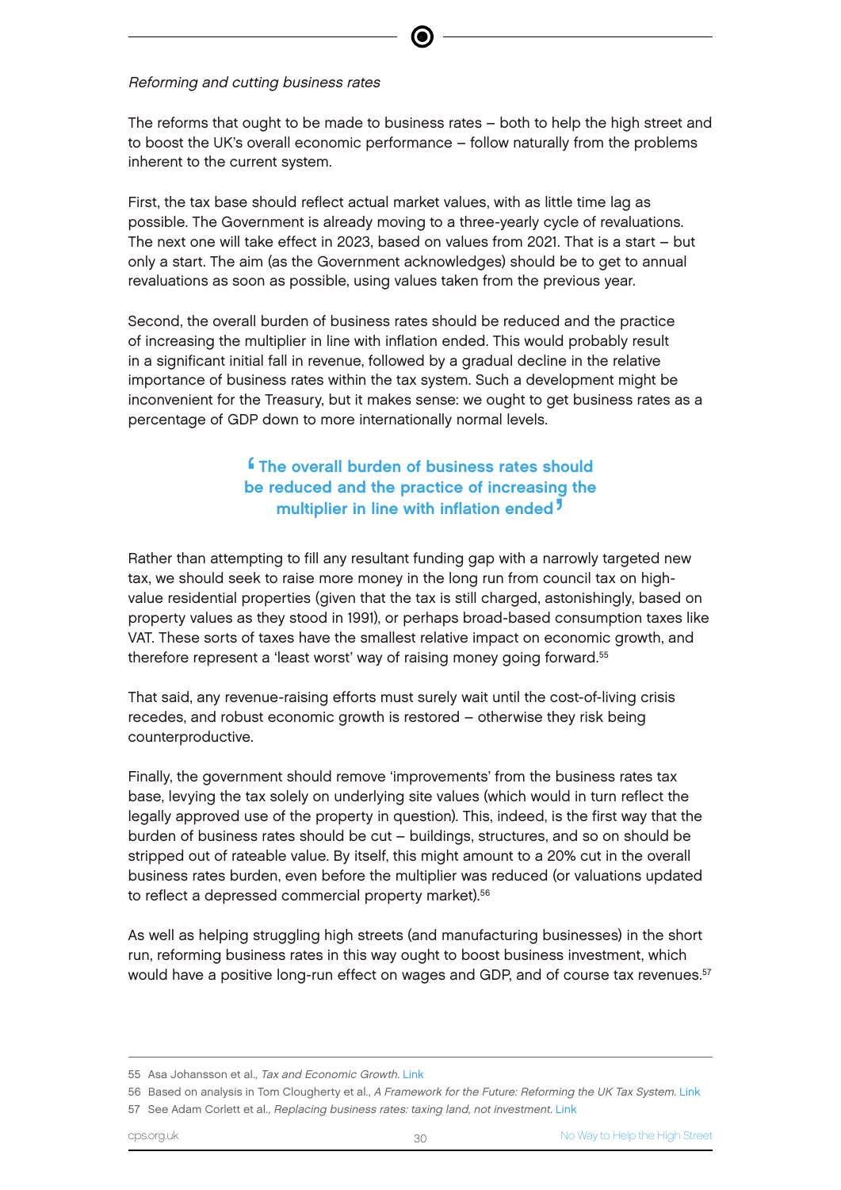*Reforming and cutting business rates*

The reforms that ought to be made to business rates – both to help the high street and to boost the UK's overall economic performance – follow naturally from the problems inherent to the current system.

First, the tax base should reflect actual market values, with as little time lag as possible. The Government is already moving to a three-yearly cycle of revaluations. The next one will take effect in 2023, based on values from 2021. That is a start – but only a start. The aim (as the Government acknowledges) should be to get to annual revaluations as soon as possible, using values taken from the previous year.

Second, the overall burden of business rates should be reduced and the practice of increasing the multiplier in line with inflation ended. This would probably result in a significant initial fall in revenue, followed by a gradual decline in the relative importance of business rates within the tax system. Such a development might be inconvenient for the Treasury, but it makes sense: we ought to get business rates as a percentage of GDP down to more internationally normal levels.

> **'The overall burden of business rates should be reduced and the practice of increasing the multiplier in line with inflation ended'**

Rather than attempting to fill any resultant funding gap with a narrowly targeted new tax, we should seek to raise more money in the long run from council tax on high-value residential properties (given that the tax is still charged, astonishingly, based on property values as they stood in 1991), or perhaps broad-based consumption taxes like VAT. These sorts of taxes have the smallest relative impact on economic growth, and therefore represent a 'least worst' way of raising money going forward.[55]

That said, any revenue-raising efforts must surely wait until the cost-of-living crisis recedes, and robust economic growth is restored – otherwise they risk being counterproductive.

Finally, the government should remove 'improvements' from the business rates tax base, levying the tax solely on underlying site values (which would in turn reflect the legally approved use of the property in question). This, indeed, is the first way that the burden of business rates should be cut – buildings, structures, and so on should be stripped out of rateable value. By itself, this might amount to a 20% cut in the overall business rates burden, even before the multiplier was reduced (or valuations updated to reflect a depressed commercial property market).[56]

As well as helping struggling high streets (and manufacturing businesses) in the short run, reforming business rates in this way ought to boost business investment, which would have a positive long-run effect on wages and GDP, and of course tax revenues.[57]

---

55 Asa Johansson et al., *Tax and Economic Growth*. Link

56 Based on analysis in Tom Clougherty et al., *A Framework for the Future: Reforming the UK Tax System*. Link

57 See Adam Corlett et al., *Replacing business rates: taxing land, not investment*. Link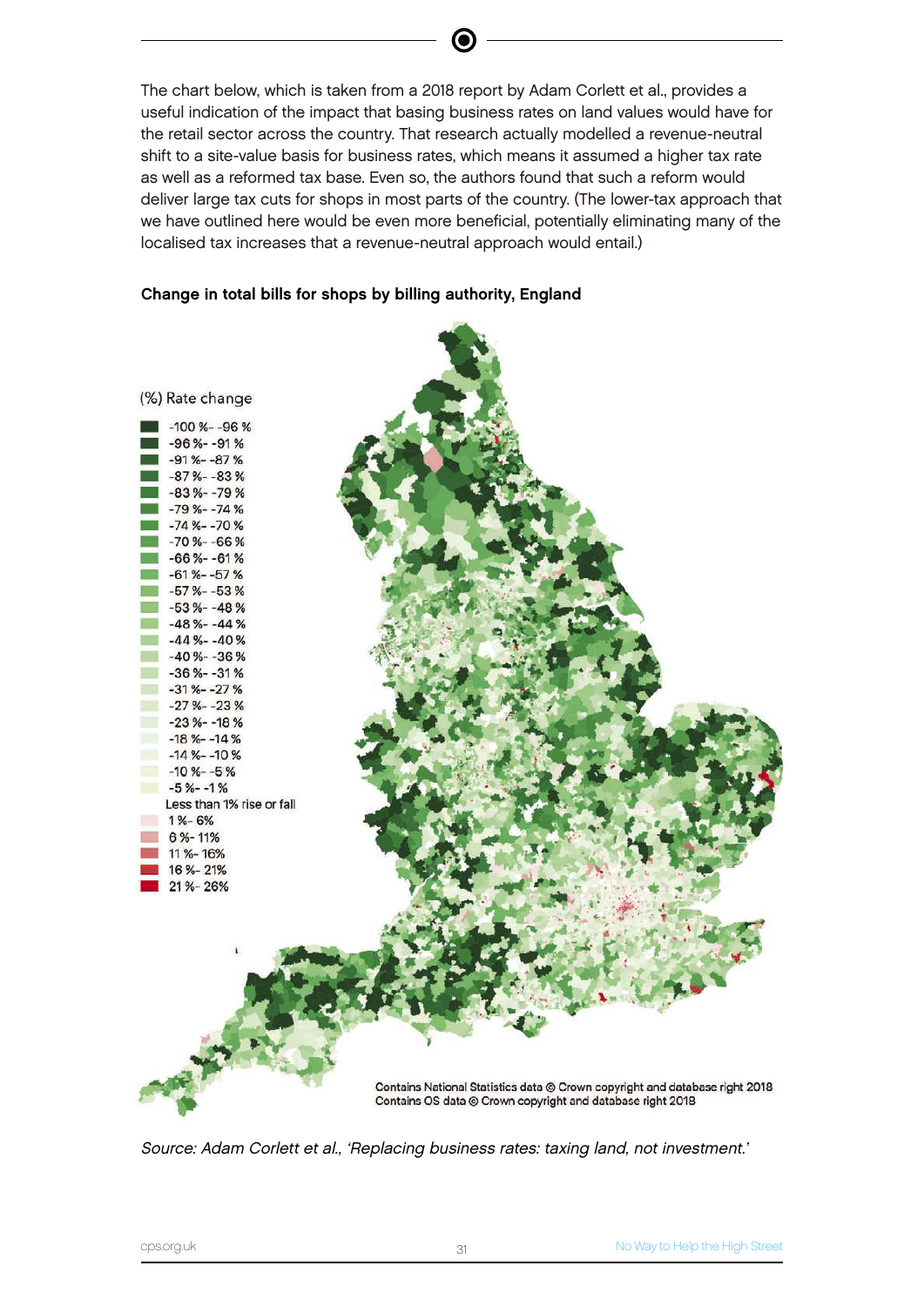The chart below, which is taken from a 2018 report by Adam Corlett et al., provides a useful indication of the impact that basing business rates on land values would have for the retail sector across the country. That research actually modelled a revenue-neutral shift to a site-value basis for business rates, which means it assumed a higher tax rate as well as a reformed tax base. Even so, the authors found that such a reform would deliver large tax cuts for shops in most parts of the country. (The lower-tax approach that we have outlined here would be even more beneficial, potentially eliminating many of the localised tax increases that a revenue-neutral approach would entail.)

**Change in total bills for shops by billing authority, England**

(%) Rate change

- -100 % - -96 %
- -96 % - -91 %
- -91 % - -87 %
- -87 % - -83 %
- -83 % - -79 %
- -79 % - -74 %
- -74 % - -70 %
- -70 % - -66 %
- -66 % - -61 %
- -61 % - -57 %
- -57 % - -53 %
- -53 % - -48 %
- -48 % - -44 %
- -44 % - -40 %
- -40 % - -36 %
- -36 % - -31 %
- -31 % - -27 %
- -27 % - -23 %
- -23 % - -18 %
- -18 % - -14 %
- -14 % - -10 %
- -10 % - -5 %
- -5 % - -1 %
- Less than 1% rise or fall
- 1 % - 6%
- 6 % - 11%
- 11 % - 16%
- 16 % - 21%
- 21 % - 26%

Contains National Statistics data © Crown copyright and database right 2018
Contains OS data © Crown copyright and database right 2018

*Source: Adam Corlett et al., 'Replacing business rates: taxing land, not investment.'*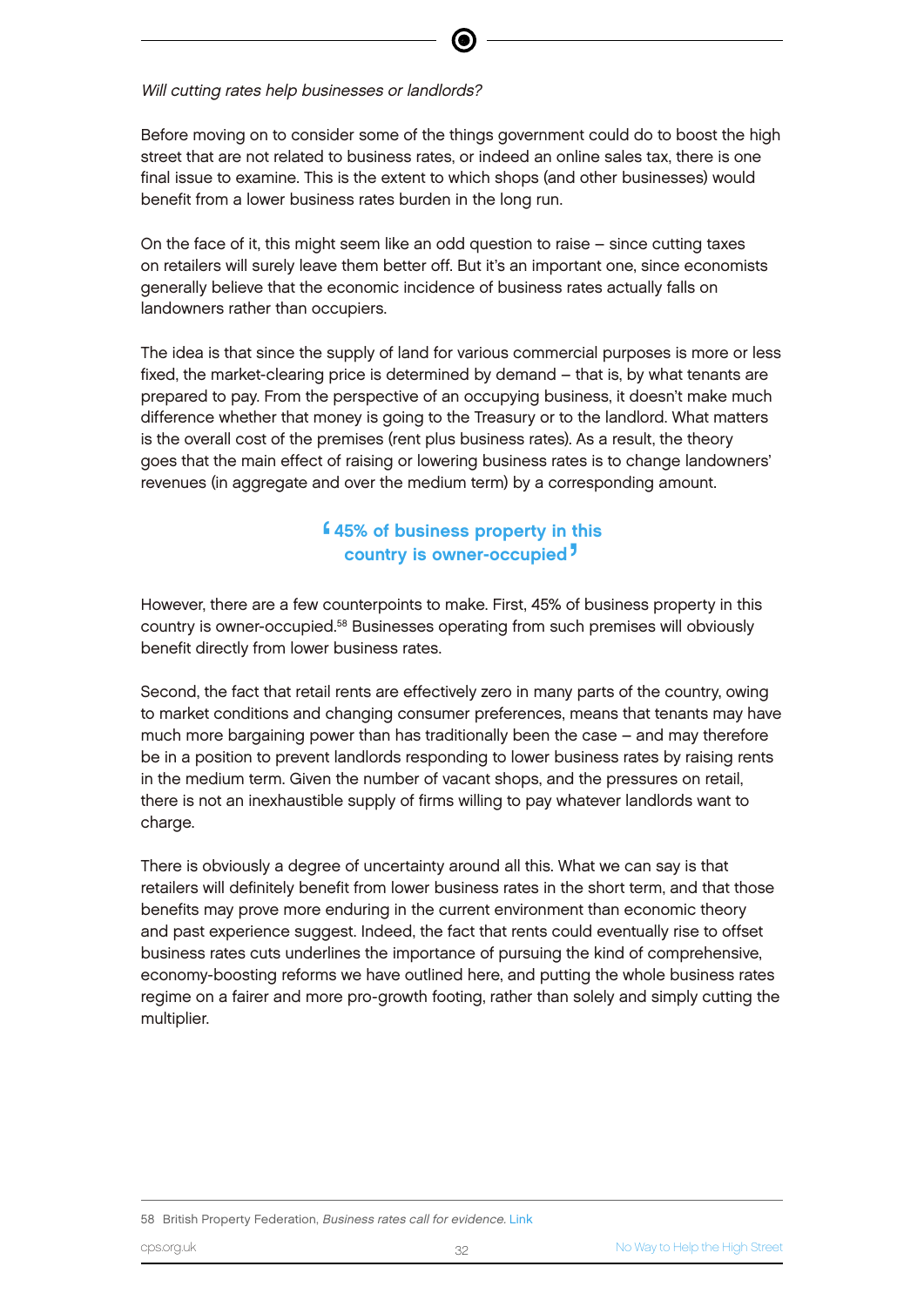*Will cutting rates help businesses or landlords?*

Before moving on to consider some of the things government could do to boost the high street that are not related to business rates, or indeed an online sales tax, there is one final issue to examine. This is the extent to which shops (and other businesses) would benefit from a lower business rates burden in the long run.

On the face of it, this might seem like an odd question to raise – since cutting taxes on retailers will surely leave them better off. But it's an important one, since economists generally believe that the economic incidence of business rates actually falls on landowners rather than occupiers.

The idea is that since the supply of land for various commercial purposes is more or less fixed, the market-clearing price is determined by demand – that is, by what tenants are prepared to pay. From the perspective of an occupying business, it doesn't make much difference whether that money is going to the Treasury or to the landlord. What matters is the overall cost of the premises (rent plus business rates). As a result, the theory goes that the main effect of raising or lowering business rates is to change landowners' revenues (in aggregate and over the medium term) by a corresponding amount.

> **'45% of business property in this country is owner-occupied'**

However, there are a few counterpoints to make. First, 45% of business property in this country is owner-occupied.[58] Businesses operating from such premises will obviously benefit directly from lower business rates.

Second, the fact that retail rents are effectively zero in many parts of the country, owing to market conditions and changing consumer preferences, means that tenants may have much more bargaining power than has traditionally been the case – and may therefore be in a position to prevent landlords responding to lower business rates by raising rents in the medium term. Given the number of vacant shops, and the pressures on retail, there is not an inexhaustible supply of firms willing to pay whatever landlords want to charge.

There is obviously a degree of uncertainty around all this. What we can say is that retailers will definitely benefit from lower business rates in the short term, and that those benefits may prove more enduring in the current environment than economic theory and past experience suggest. Indeed, the fact that rents could eventually rise to offset business rates cuts underlines the importance of pursuing the kind of comprehensive, economy-boosting reforms we have outlined here, and putting the whole business rates regime on a fairer and more pro-growth footing, rather than solely and simply cutting the multiplier.

---

58 British Property Federation, *Business rates call for evidence.* Link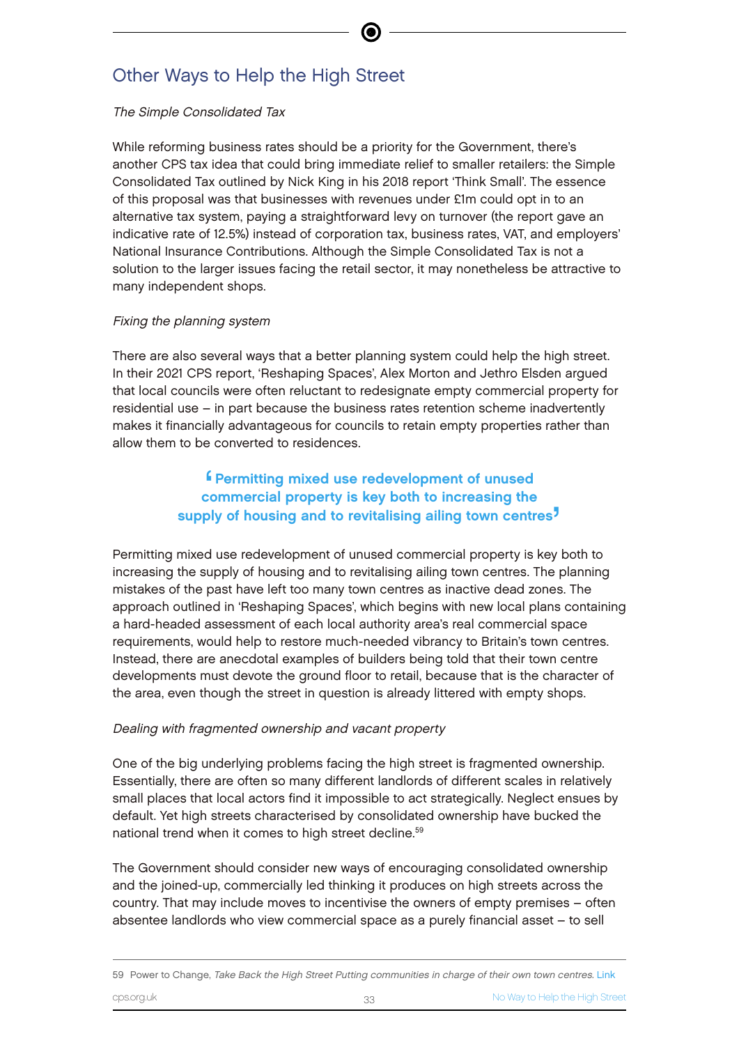## Other Ways to Help the High Street

*The Simple Consolidated Tax*

While reforming business rates should be a priority for the Government, there's another CPS tax idea that could bring immediate relief to smaller retailers: the Simple Consolidated Tax outlined by Nick King in his 2018 report 'Think Small'. The essence of this proposal was that businesses with revenues under £1m could opt in to an alternative tax system, paying a straightforward levy on turnover (the report gave an indicative rate of 12.5%) instead of corporation tax, business rates, VAT, and employers' National Insurance Contributions. Although the Simple Consolidated Tax is not a solution to the larger issues facing the retail sector, it may nonetheless be attractive to many independent shops.

*Fixing the planning system*

There are also several ways that a better planning system could help the high street. In their 2021 CPS report, 'Reshaping Spaces', Alex Morton and Jethro Elsden argued that local councils were often reluctant to redesignate empty commercial property for residential use – in part because the business rates retention scheme inadvertently makes it financially advantageous for councils to retain empty properties rather than allow them to be converted to residences.

> **'Permitting mixed use redevelopment of unused commercial property is key both to increasing the supply of housing and to revitalising ailing town centres'**

Permitting mixed use redevelopment of unused commercial property is key both to increasing the supply of housing and to revitalising ailing town centres. The planning mistakes of the past have left too many town centres as inactive dead zones. The approach outlined in 'Reshaping Spaces', which begins with new local plans containing a hard-headed assessment of each local authority area's real commercial space requirements, would help to restore much-needed vibrancy to Britain's town centres. Instead, there are anecdotal examples of builders being told that their town centre developments must devote the ground floor to retail, because that is the character of the area, even though the street in question is already littered with empty shops.

*Dealing with fragmented ownership and vacant property*

One of the big underlying problems facing the high street is fragmented ownership. Essentially, there are often so many different landlords of different scales in relatively small places that local actors find it impossible to act strategically. Neglect ensues by default. Yet high streets characterised by consolidated ownership have bucked the national trend when it comes to high street decline.[59]

The Government should consider new ways of encouraging consolidated ownership and the joined-up, commercially led thinking it produces on high streets across the country. That may include moves to incentivise the owners of empty premises – often absentee landlords who view commercial space as a purely financial asset – to sell

---

59 Power to Change, *Take Back the High Street Putting communities in charge of their own town centres.* Link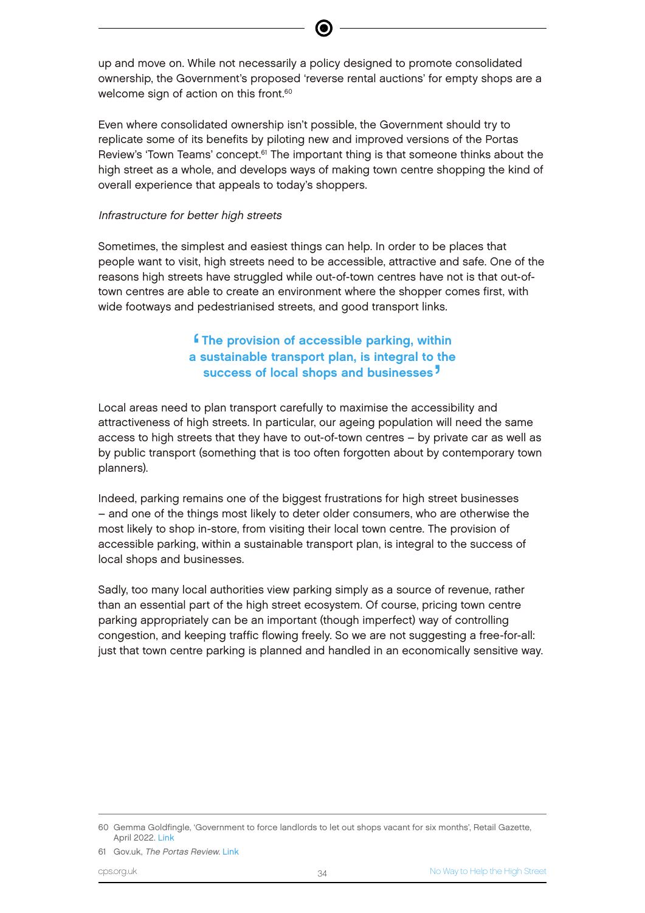up and move on. While not necessarily a policy designed to promote consolidated ownership, the Government's proposed 'reverse rental auctions' for empty shops are a welcome sign of action on this front.[60]

Even where consolidated ownership isn't possible, the Government should try to replicate some of its benefits by piloting new and improved versions of the Portas Review's 'Town Teams' concept.[61] The important thing is that someone thinks about the high street as a whole, and develops ways of making town centre shopping the kind of overall experience that appeals to today's shoppers.

*Infrastructure for better high streets*

Sometimes, the simplest and easiest things can help. In order to be places that people want to visit, high streets need to be accessible, attractive and safe. One of the reasons high streets have struggled while out-of-town centres have not is that out-of-town centres are able to create an environment where the shopper comes first, with wide footways and pedestrianised streets, and good transport links.

> **'The provision of accessible parking, within a sustainable transport plan, is integral to the success of local shops and businesses'**

Local areas need to plan transport carefully to maximise the accessibility and attractiveness of high streets. In particular, our ageing population will need the same access to high streets that they have to out-of-town centres – by private car as well as by public transport (something that is too often forgotten about by contemporary town planners).

Indeed, parking remains one of the biggest frustrations for high street businesses – and one of the things most likely to deter older consumers, who are otherwise the most likely to shop in-store, from visiting their local town centre. The provision of accessible parking, within a sustainable transport plan, is integral to the success of local shops and businesses.

Sadly, too many local authorities view parking simply as a source of revenue, rather than an essential part of the high street ecosystem. Of course, pricing town centre parking appropriately can be an important (though imperfect) way of controlling congestion, and keeping traffic flowing freely. So we are not suggesting a free-for-all: just that town centre parking is planned and handled in an economically sensitive way.

---

60 Gemma Goldfingle, 'Government to force landlords to let out shops vacant for six months', Retail Gazette, April 2022. Link

61 Gov.uk, *The Portas Review*. Link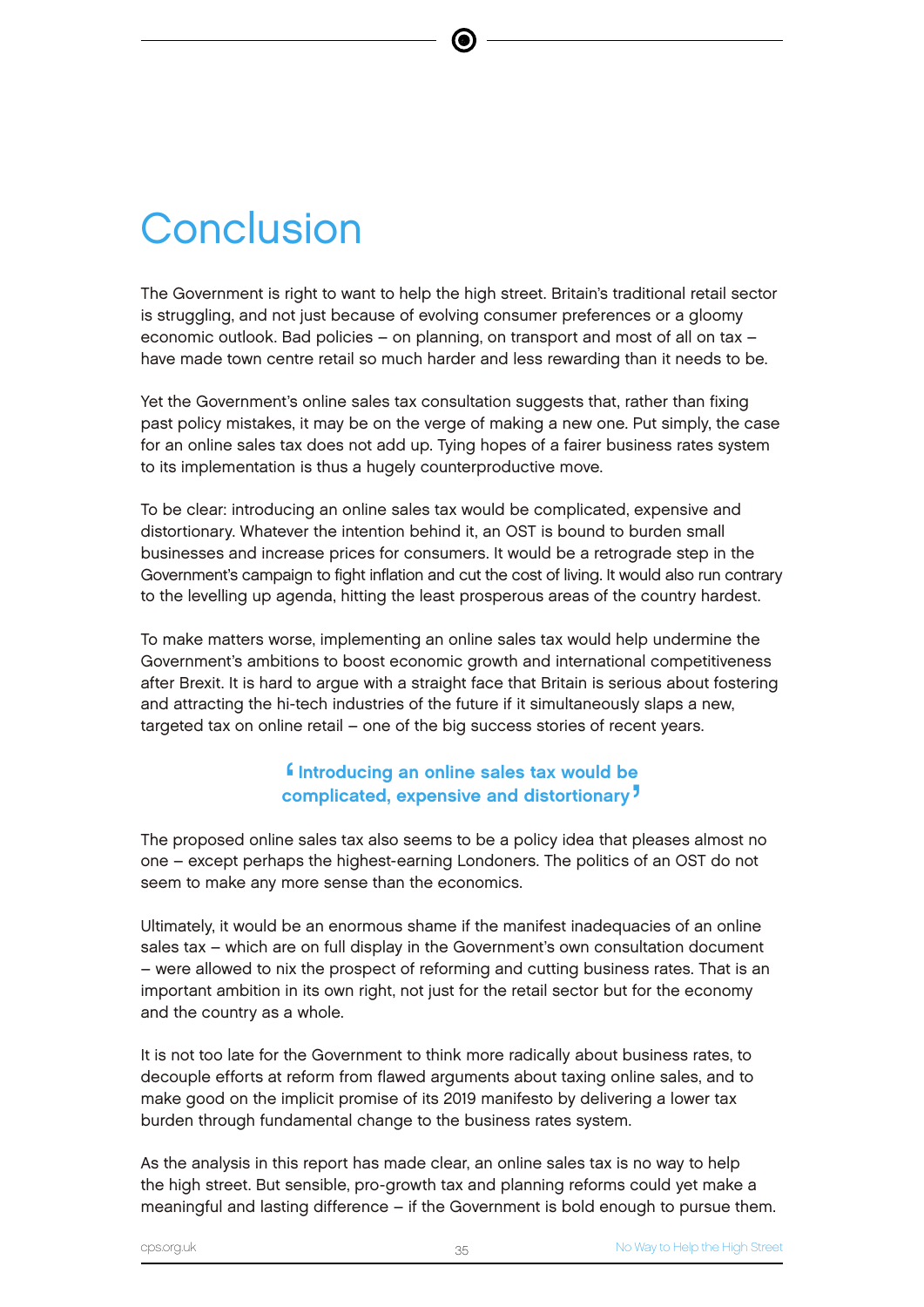# Conclusion

The Government is right to want to help the high street. Britain's traditional retail sector is struggling, and not just because of evolving consumer preferences or a gloomy economic outlook. Bad policies – on planning, on transport and most of all on tax – have made town centre retail so much harder and less rewarding than it needs to be.

Yet the Government's online sales tax consultation suggests that, rather than fixing past policy mistakes, it may be on the verge of making a new one. Put simply, the case for an online sales tax does not add up. Tying hopes of a fairer business rates system to its implementation is thus a hugely counterproductive move.

To be clear: introducing an online sales tax would be complicated, expensive and distortionary. Whatever the intention behind it, an OST is bound to burden small businesses and increase prices for consumers. It would be a retrograde step in the Government's campaign to fight inflation and cut the cost of living. It would also run contrary to the levelling up agenda, hitting the least prosperous areas of the country hardest.

To make matters worse, implementing an online sales tax would help undermine the Government's ambitions to boost economic growth and international competitiveness after Brexit. It is hard to argue with a straight face that Britain is serious about fostering and attracting the hi-tech industries of the future if it simultaneously slaps a new, targeted tax on online retail – one of the big success stories of recent years.

> **'Introducing an online sales tax would be complicated, expensive and distortionary'**

The proposed online sales tax also seems to be a policy idea that pleases almost no one – except perhaps the highest-earning Londoners. The politics of an OST do not seem to make any more sense than the economics.

Ultimately, it would be an enormous shame if the manifest inadequacies of an online sales tax – which are on full display in the Government's own consultation document – were allowed to nix the prospect of reforming and cutting business rates. That is an important ambition in its own right, not just for the retail sector but for the economy and the country as a whole.

It is not too late for the Government to think more radically about business rates, to decouple efforts at reform from flawed arguments about taxing online sales, and to make good on the implicit promise of its 2019 manifesto by delivering a lower tax burden through fundamental change to the business rates system.

As the analysis in this report has made clear, an online sales tax is no way to help the high street. But sensible, pro-growth tax and planning reforms could yet make a meaningful and lasting difference – if the Government is bold enough to pursue them.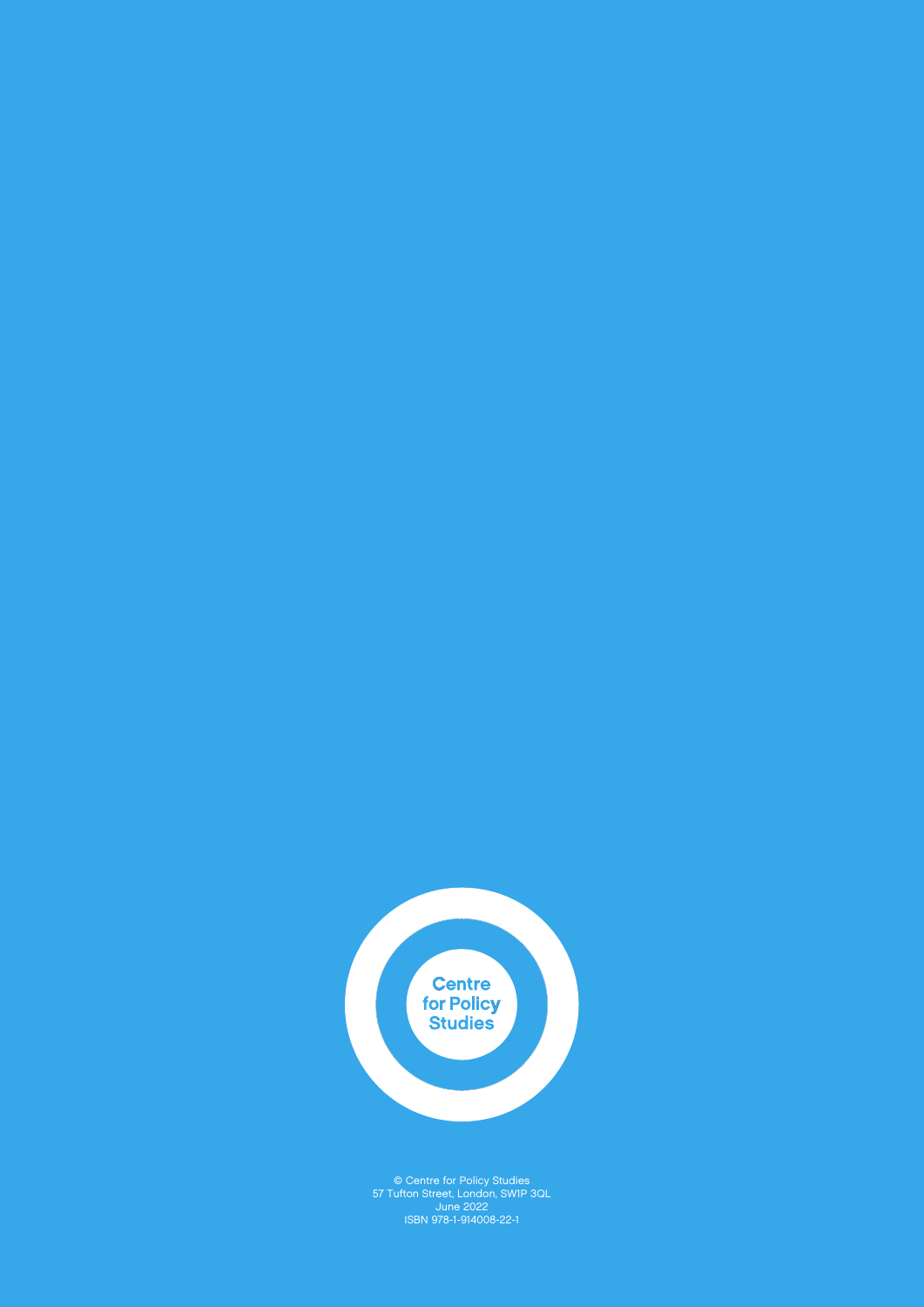Centre for Policy Studies

© Centre for Policy Studies
57 Tufton Street, London, SW1P 3QL
June 2022
ISBN 978-1-914008-22-1